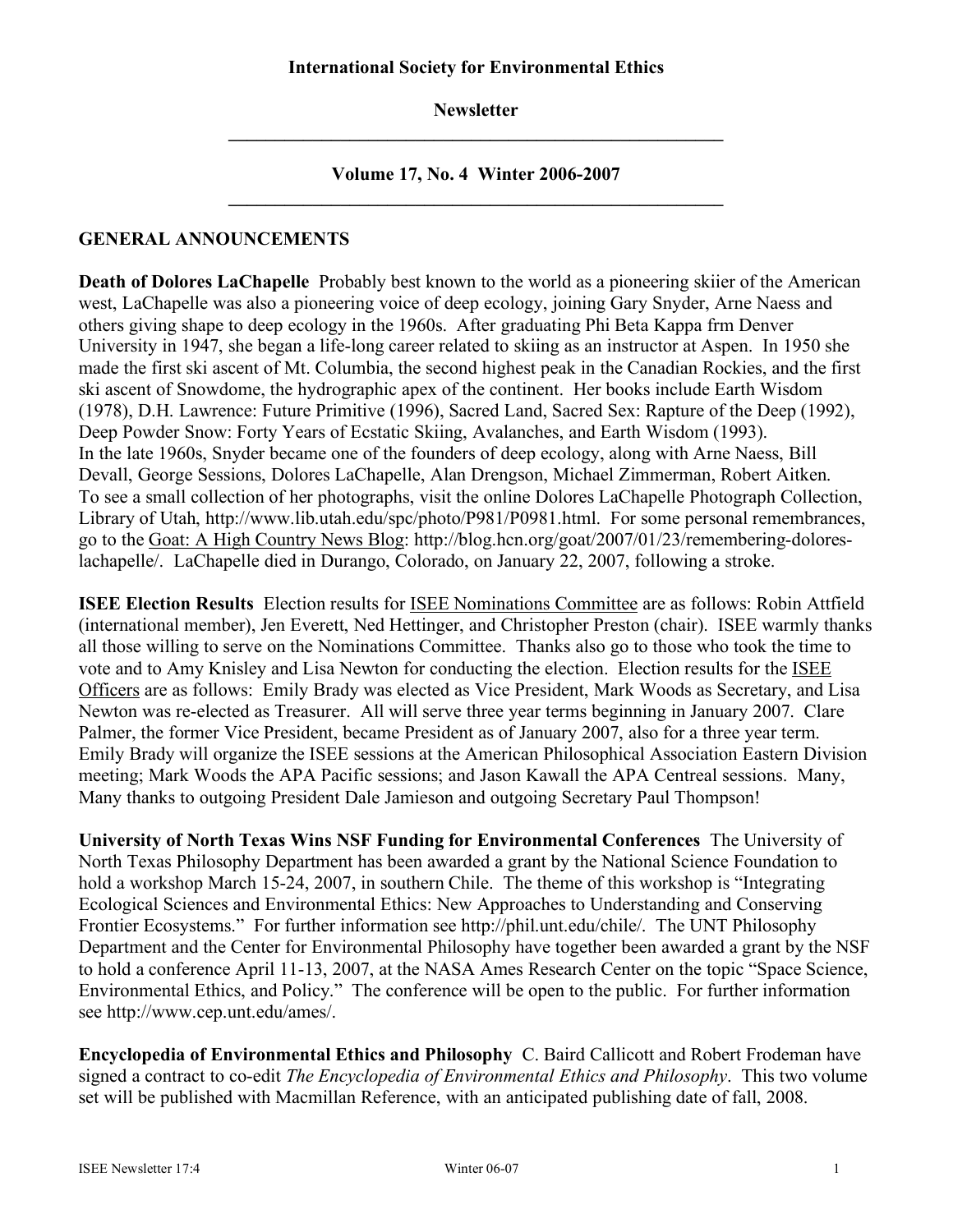**International Society for Environmental Ethics**

**Newsletter**

---

**Volume 17, No. 4 Winter 2006-2007**

---

## GENERAL ANNOUNCEMENTS

**Death of Dolores LaChapelle** Probably best known to the world as a pioneering skiier of the American west, LaChapelle was also a pioneering voice of deep ecology, joining Gary Snyder, Arne Naess and others giving shape to deep ecology in the 1960s. After graduating Phi Beta Kappa frm Denver University in 1947, she began a life-long career related to skiing as an instructor at Aspen. In 1950 she made the first ski ascent of Mt. Columbia, the second highest peak in the Canadian Rockies, and the first ski ascent of Snowdome, the hydrographic apex of the continent. Her books include Earth Wisdom (1978), D.H. Lawrence: Future Primitive (1996), Sacred Land, Sacred Sex: Rapture of the Deep (1992), Deep Powder Snow: Forty Years of Ecstatic Skiing, Avalanches, and Earth Wisdom (1993). In the late 1960s, Snyder became one of the founders of deep ecology, along with Arne Naess, Bill Devall, George Sessions, Dolores LaChapelle, Alan Drengson, Michael Zimmerman, Robert Aitken. To see a small collection of her photographs, visit the online Dolores LaChapelle Photograph Collection, Library of Utah, http://www.lib.utah.edu/spc/photo/P981/P0981.html. For some personal remembrances, go to the Goat: A High Country News Blog: http://blog.hcn.org/goat/2007/01/23/remembering-dolores-lachapelle/. LaChapelle died in Durango, Colorado, on January 22, 2007, following a stroke.

**ISEE Election Results** Election results for ISEE Nominations Committee are as follows: Robin Attfield (international member), Jen Everett, Ned Hettinger, and Christopher Preston (chair). ISEE warmly thanks all those willing to serve on the Nominations Committee. Thanks also go to those who took the time to vote and to Amy Knisley and Lisa Newton for conducting the election. Election results for the ISEE Officers are as follows: Emily Brady was elected as Vice President, Mark Woods as Secretary, and Lisa Newton was re-elected as Treasurer. All will serve three year terms beginning in January 2007. Clare Palmer, the former Vice President, became President as of January 2007, also for a three year term. Emily Brady will organize the ISEE sessions at the American Philosophical Association Eastern Division meeting; Mark Woods the APA Pacific sessions; and Jason Kawall the APA Centreal sessions. Many, Many thanks to outgoing President Dale Jamieson and outgoing Secretary Paul Thompson!

**University of North Texas Wins NSF Funding for Environmental Conferences** The University of North Texas Philosophy Department has been awarded a grant by the National Science Foundation to hold a workshop March 15-24, 2007, in southern Chile. The theme of this workshop is "Integrating Ecological Sciences and Environmental Ethics: New Approaches to Understanding and Conserving Frontier Ecosystems." For further information see http://phil.unt.edu/chile/. The UNT Philosophy Department and the Center for Environmental Philosophy have together been awarded a grant by the NSF to hold a conference April 11-13, 2007, at the NASA Ames Research Center on the topic "Space Science, Environmental Ethics, and Policy." The conference will be open to the public. For further information see http://www.cep.unt.edu/ames/.

**Encyclopedia of Environmental Ethics and Philosophy** C. Baird Callicott and Robert Frodeman have signed a contract to co-edit *The Encyclopedia of Environmental Ethics and Philosophy*. This two volume set will be published with Macmillan Reference, with an anticipated publishing date of fall, 2008.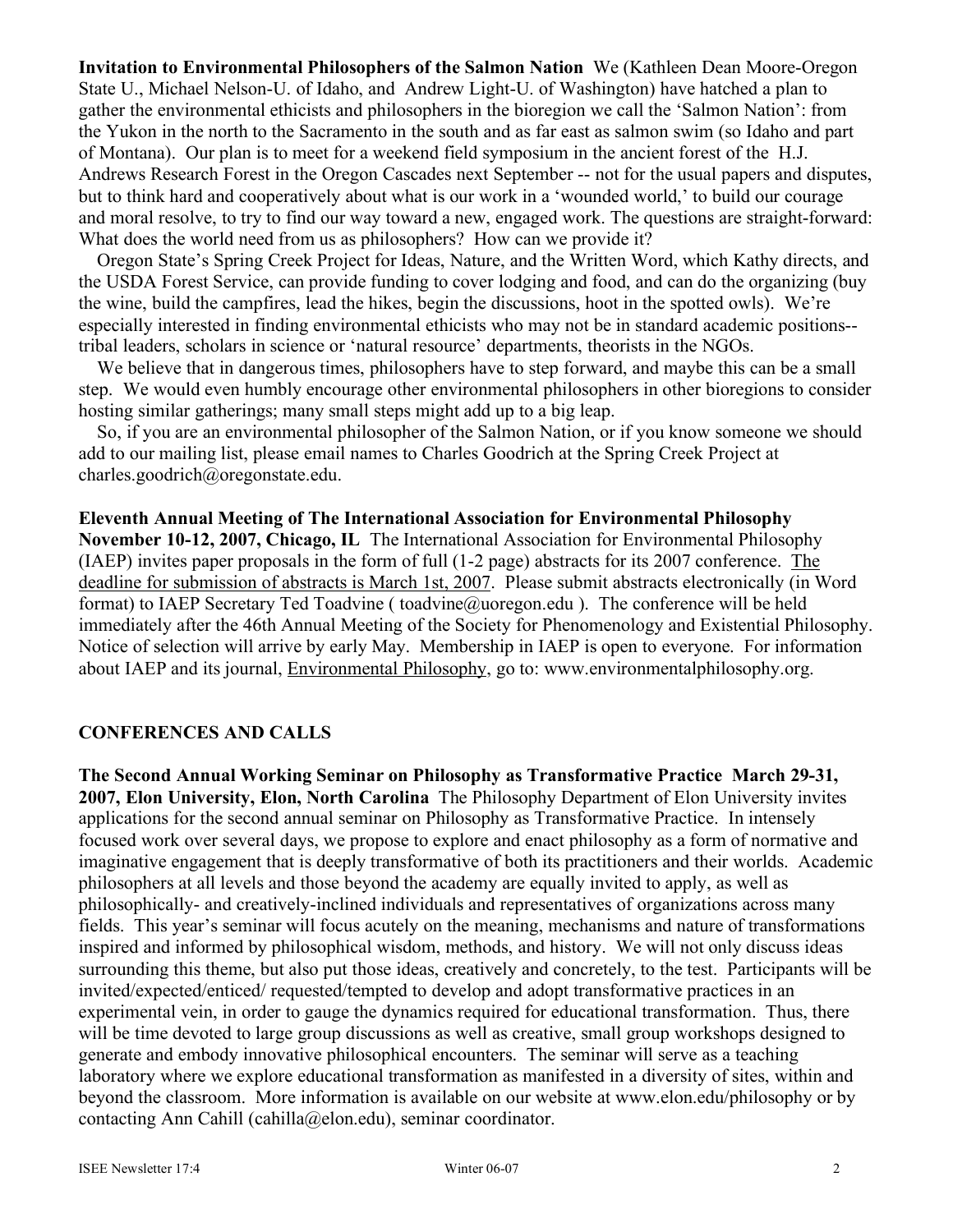**Invitation to Environmental Philosophers of the Salmon Nation** We (Kathleen Dean Moore-Oregon State U., Michael Nelson-U. of Idaho, and Andrew Light-U. of Washington) have hatched a plan to gather the environmental ethicists and philosophers in the bioregion we call the 'Salmon Nation': from the Yukon in the north to the Sacramento in the south and as far east as salmon swim (so Idaho and part of Montana). Our plan is to meet for a weekend field symposium in the ancient forest of the H.J. Andrews Research Forest in the Oregon Cascades next September -- not for the usual papers and disputes, but to think hard and cooperatively about what is our work in a 'wounded world,' to build our courage and moral resolve, to try to find our way toward a new, engaged work. The questions are straight-forward: What does the world need from us as philosophers? How can we provide it?

Oregon State's Spring Creek Project for Ideas, Nature, and the Written Word, which Kathy directs, and the USDA Forest Service, can provide funding to cover lodging and food, and can do the organizing (buy the wine, build the campfires, lead the hikes, begin the discussions, hoot in the spotted owls). We're especially interested in finding environmental ethicists who may not be in standard academic positions--tribal leaders, scholars in science or 'natural resource' departments, theorists in the NGOs.

We believe that in dangerous times, philosophers have to step forward, and maybe this can be a small step. We would even humbly encourage other environmental philosophers in other bioregions to consider hosting similar gatherings; many small steps might add up to a big leap.

So, if you are an environmental philosopher of the Salmon Nation, or if you know someone we should add to our mailing list, please email names to Charles Goodrich at the Spring Creek Project at charles.goodrich@oregonstate.edu.

**Eleventh Annual Meeting of The International Association for Environmental Philosophy November 10-12, 2007, Chicago, IL** The International Association for Environmental Philosophy (IAEP) invites paper proposals in the form of full (1-2 page) abstracts for its 2007 conference. The deadline for submission of abstracts is March 1st, 2007. Please submit abstracts electronically (in Word format) to IAEP Secretary Ted Toadvine ( toadvine@uoregon.edu ). The conference will be held immediately after the 46th Annual Meeting of the Society for Phenomenology and Existential Philosophy. Notice of selection will arrive by early May. Membership in IAEP is open to everyone. For information about IAEP and its journal, Environmental Philosophy, go to: www.environmentalphilosophy.org.

## CONFERENCES AND CALLS

**The Second Annual Working Seminar on Philosophy as Transformative Practice March 29-31, 2007, Elon University, Elon, North Carolina** The Philosophy Department of Elon University invites applications for the second annual seminar on Philosophy as Transformative Practice. In intensely focused work over several days, we propose to explore and enact philosophy as a form of normative and imaginative engagement that is deeply transformative of both its practitioners and their worlds. Academic philosophers at all levels and those beyond the academy are equally invited to apply, as well as philosophically- and creatively-inclined individuals and representatives of organizations across many fields. This year's seminar will focus acutely on the meaning, mechanisms and nature of transformations inspired and informed by philosophical wisdom, methods, and history. We will not only discuss ideas surrounding this theme, but also put those ideas, creatively and concretely, to the test. Participants will be invited/expected/enticed/ requested/tempted to develop and adopt transformative practices in an experimental vein, in order to gauge the dynamics required for educational transformation. Thus, there will be time devoted to large group discussions as well as creative, small group workshops designed to generate and embody innovative philosophical encounters. The seminar will serve as a teaching laboratory where we explore educational transformation as manifested in a diversity of sites, within and beyond the classroom. More information is available on our website at www.elon.edu/philosophy or by contacting Ann Cahill (cahilla@elon.edu), seminar coordinator.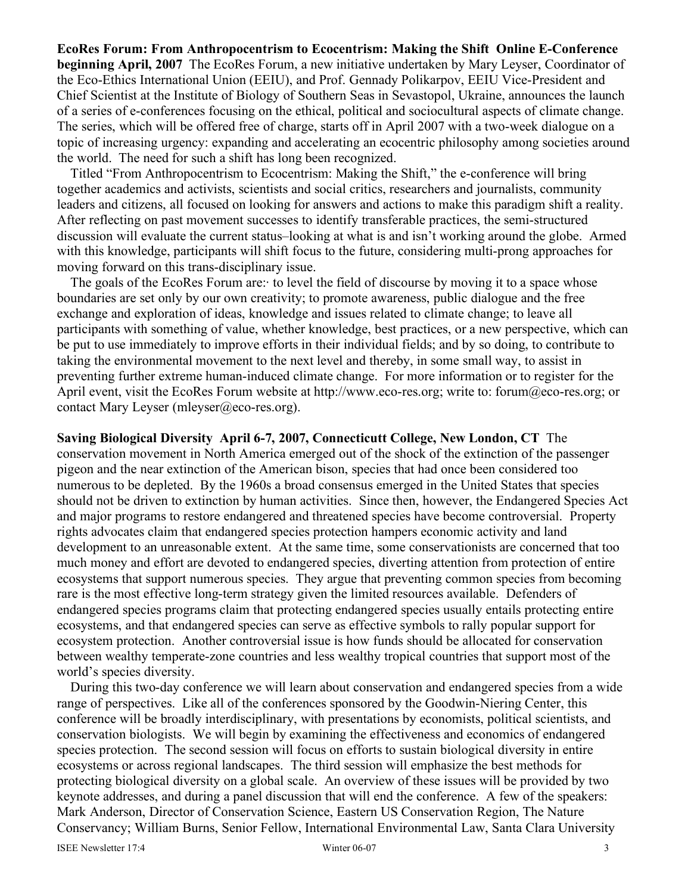**EcoRes Forum: From Anthropocentrism to Ecocentrism: Making the Shift Online E-Conference beginning April, 2007** The EcoRes Forum, a new initiative undertaken by Mary Leyser, Coordinator of the Eco-Ethics International Union (EEIU), and Prof. Gennady Polikarpov, EEIU Vice-President and Chief Scientist at the Institute of Biology of Southern Seas in Sevastopol, Ukraine, announces the launch of a series of e-conferences focusing on the ethical, political and sociocultural aspects of climate change. The series, which will be offered free of charge, starts off in April 2007 with a two-week dialogue on a topic of increasing urgency: expanding and accelerating an ecocentric philosophy among societies around the world. The need for such a shift has long been recognized.

Titled "From Anthropocentrism to Ecocentrism: Making the Shift," the e-conference will bring together academics and activists, scientists and social critics, researchers and journalists, community leaders and citizens, all focused on looking for answers and actions to make this paradigm shift a reality. After reflecting on past movement successes to identify transferable practices, the semi-structured discussion will evaluate the current status–looking at what is and isn't working around the globe. Armed with this knowledge, participants will shift focus to the future, considering multi-prong approaches for moving forward on this trans-disciplinary issue.

The goals of the EcoRes Forum are:· to level the field of discourse by moving it to a space whose boundaries are set only by our own creativity; to promote awareness, public dialogue and the free exchange and exploration of ideas, knowledge and issues related to climate change; to leave all participants with something of value, whether knowledge, best practices, or a new perspective, which can be put to use immediately to improve efforts in their individual fields; and by so doing, to contribute to taking the environmental movement to the next level and thereby, in some small way, to assist in preventing further extreme human-induced climate change. For more information or to register for the April event, visit the EcoRes Forum website at http://www.eco-res.org; write to: forum@eco-res.org; or contact Mary Leyser (mleyser@eco-res.org).

**Saving Biological Diversity April 6-7, 2007, Connecticutt College, New London, CT** The conservation movement in North America emerged out of the shock of the extinction of the passenger pigeon and the near extinction of the American bison, species that had once been considered too numerous to be depleted. By the 1960s a broad consensus emerged in the United States that species should not be driven to extinction by human activities. Since then, however, the Endangered Species Act and major programs to restore endangered and threatened species have become controversial. Property rights advocates claim that endangered species protection hampers economic activity and land development to an unreasonable extent. At the same time, some conservationists are concerned that too much money and effort are devoted to endangered species, diverting attention from protection of entire ecosystems that support numerous species. They argue that preventing common species from becoming rare is the most effective long-term strategy given the limited resources available. Defenders of endangered species programs claim that protecting endangered species usually entails protecting entire ecosystems, and that endangered species can serve as effective symbols to rally popular support for ecosystem protection. Another controversial issue is how funds should be allocated for conservation between wealthy temperate-zone countries and less wealthy tropical countries that support most of the world's species diversity.

During this two-day conference we will learn about conservation and endangered species from a wide range of perspectives. Like all of the conferences sponsored by the Goodwin-Niering Center, this conference will be broadly interdisciplinary, with presentations by economists, political scientists, and conservation biologists. We will begin by examining the effectiveness and economics of endangered species protection. The second session will focus on efforts to sustain biological diversity in entire ecosystems or across regional landscapes. The third session will emphasize the best methods for protecting biological diversity on a global scale. An overview of these issues will be provided by two keynote addresses, and during a panel discussion that will end the conference. A few of the speakers: Mark Anderson, Director of Conservation Science, Eastern US Conservation Region, The Nature Conservancy; William Burns, Senior Fellow, International Environmental Law, Santa Clara University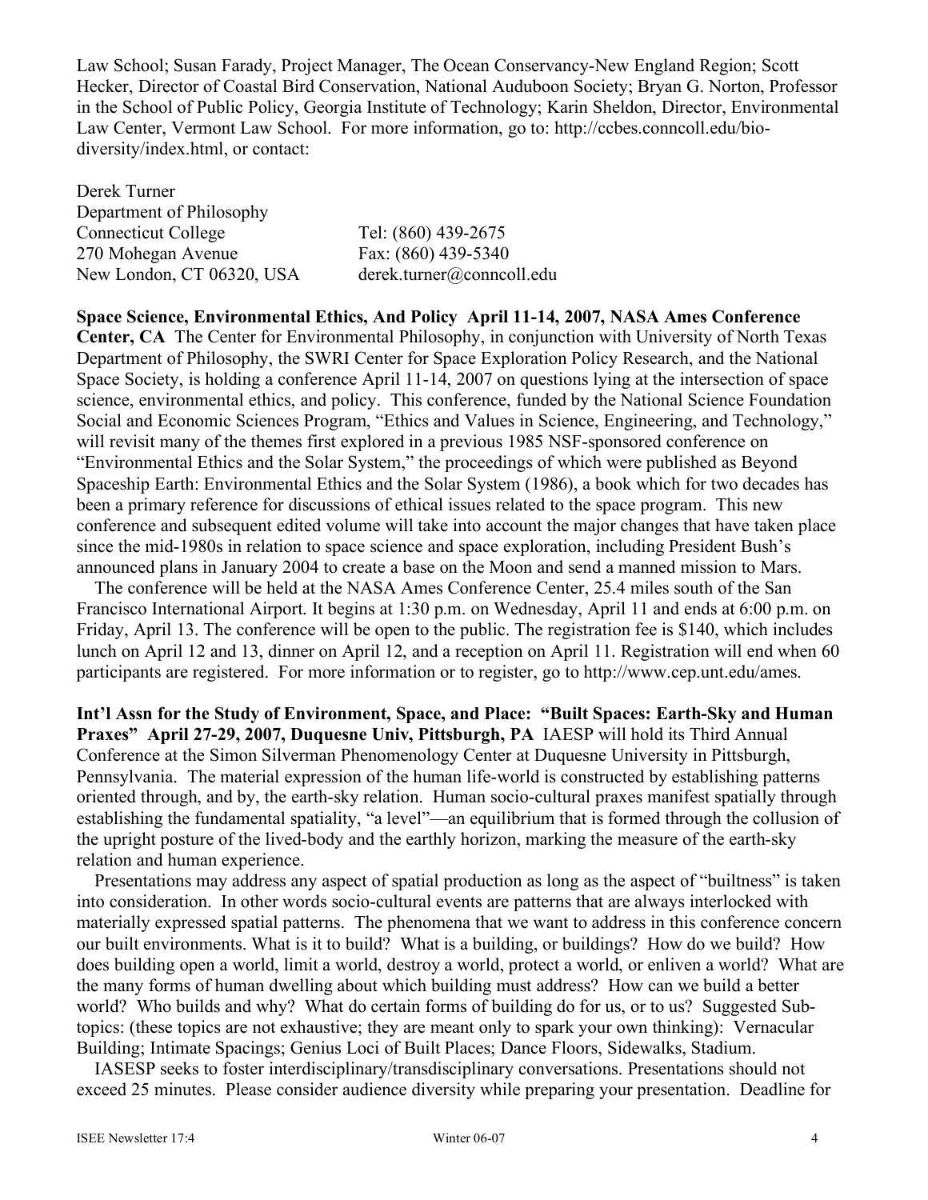Law School; Susan Farady, Project Manager, The Ocean Conservancy-New England Region; Scott Hecker, Director of Coastal Bird Conservation, National Audubon Society; Bryan G. Norton, Professor in the School of Public Policy, Georgia Institute of Technology; Karin Sheldon, Director, Environmental Law Center, Vermont Law School. For more information, go to: http://ccbes.conncoll.edu/bio-diversity/index.html, or contact:

Derek Turner
Department of Philosophy
Connecticut College — Tel: (860) 439-2675
270 Mohegan Avenue — Fax: (860) 439-5340
New London, CT 06320, USA — derek.turner@conncoll.edu

**Space Science, Environmental Ethics, And Policy April 11-14, 2007, NASA Ames Conference Center, CA** The Center for Environmental Philosophy, in conjunction with University of North Texas Department of Philosophy, the SWRI Center for Space Exploration Policy Research, and the National Space Society, is holding a conference April 11-14, 2007 on questions lying at the intersection of space science, environmental ethics, and policy. This conference, funded by the National Science Foundation Social and Economic Sciences Program, "Ethics and Values in Science, Engineering, and Technology," will revisit many of the themes first explored in a previous 1985 NSF-sponsored conference on "Environmental Ethics and the Solar System," the proceedings of which were published as Beyond Spaceship Earth: Environmental Ethics and the Solar System (1986), a book which for two decades has been a primary reference for discussions of ethical issues related to the space program. This new conference and subsequent edited volume will take into account the major changes that have taken place since the mid-1980s in relation to space science and space exploration, including President Bush's announced plans in January 2004 to create a base on the Moon and send a manned mission to Mars.

The conference will be held at the NASA Ames Conference Center, 25.4 miles south of the San Francisco International Airport. It begins at 1:30 p.m. on Wednesday, April 11 and ends at 6:00 p.m. on Friday, April 13. The conference will be open to the public. The registration fee is $140, which includes lunch on April 12 and 13, dinner on April 12, and a reception on April 11. Registration will end when 60 participants are registered. For more information or to register, go to http://www.cep.unt.edu/ames.

**Int'l Assn for the Study of Environment, Space, and Place: "Built Spaces: Earth-Sky and Human Praxes" April 27-29, 2007, Duquesne Univ, Pittsburgh, PA** IAESP will hold its Third Annual Conference at the Simon Silverman Phenomenology Center at Duquesne University in Pittsburgh, Pennsylvania. The material expression of the human life-world is constructed by establishing patterns oriented through, and by, the earth-sky relation. Human socio-cultural praxes manifest spatially through establishing the fundamental spatiality, "a level"—an equilibrium that is formed through the collusion of the upright posture of the lived-body and the earthly horizon, marking the measure of the earth-sky relation and human experience.

Presentations may address any aspect of spatial production as long as the aspect of "builtness" is taken into consideration. In other words socio-cultural events are patterns that are always interlocked with materially expressed spatial patterns. The phenomena that we want to address in this conference concern our built environments. What is it to build? What is a building, or buildings? How do we build? How does building open a world, limit a world, destroy a world, protect a world, or enliven a world? What are the many forms of human dwelling about which building must address? How can we build a better world? Who builds and why? What do certain forms of building do for us, or to us? Suggested Sub-topics: (these topics are not exhaustive; they are meant only to spark your own thinking): Vernacular Building; Intimate Spacings; Genius Loci of Built Places; Dance Floors, Sidewalks, Stadium.

IASESP seeks to foster interdisciplinary/transdisciplinary conversations. Presentations should not exceed 25 minutes. Please consider audience diversity while preparing your presentation. Deadline for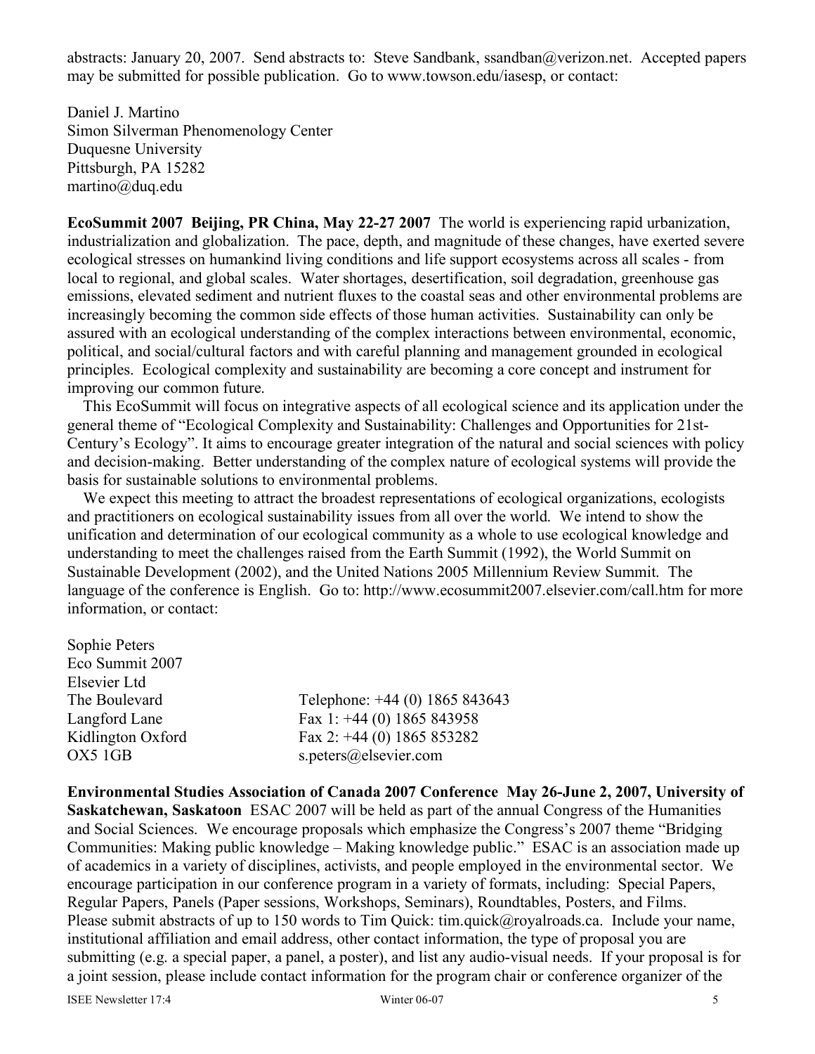abstracts: January 20, 2007. Send abstracts to: Steve Sandbank, ssandban@verizon.net. Accepted papers may be submitted for possible publication. Go to www.towson.edu/iasesp, or contact:

Daniel J. Martino
Simon Silverman Phenomenology Center
Duquesne University
Pittsburgh, PA 15282
martino@duq.edu

**EcoSummit 2007 Beijing, PR China, May 22-27 2007** The world is experiencing rapid urbanization, industrialization and globalization. The pace, depth, and magnitude of these changes, have exerted severe ecological stresses on humankind living conditions and life support ecosystems across all scales - from local to regional, and global scales. Water shortages, desertification, soil degradation, greenhouse gas emissions, elevated sediment and nutrient fluxes to the coastal seas and other environmental problems are increasingly becoming the common side effects of those human activities. Sustainability can only be assured with an ecological understanding of the complex interactions between environmental, economic, political, and social/cultural factors and with careful planning and management grounded in ecological principles. Ecological complexity and sustainability are becoming a core concept and instrument for improving our common future.

This EcoSummit will focus on integrative aspects of all ecological science and its application under the general theme of "Ecological Complexity and Sustainability: Challenges and Opportunities for 21st-Century's Ecology". It aims to encourage greater integration of the natural and social sciences with policy and decision-making. Better understanding of the complex nature of ecological systems will provide the basis for sustainable solutions to environmental problems.

We expect this meeting to attract the broadest representations of ecological organizations, ecologists and practitioners on ecological sustainability issues from all over the world. We intend to show the unification and determination of our ecological community as a whole to use ecological knowledge and understanding to meet the challenges raised from the Earth Summit (1992), the World Summit on Sustainable Development (2002), and the United Nations 2005 Millennium Review Summit. The language of the conference is English. Go to: http://www.ecosummit2007.elsevier.com/call.htm for more information, or contact:

Sophie Peters
Eco Summit 2007
Elsevier Ltd
The Boulevard
Langford Lane
Kidlington Oxford
OX5 1GB

Telephone: +44 (0) 1865 843643
Fax 1: +44 (0) 1865 843958
Fax 2: +44 (0) 1865 853282
s.peters@elsevier.com

**Environmental Studies Association of Canada 2007 Conference May 26-June 2, 2007, University of Saskatchewan, Saskatoon** ESAC 2007 will be held as part of the annual Congress of the Humanities and Social Sciences. We encourage proposals which emphasize the Congress's 2007 theme "Bridging Communities: Making public knowledge – Making knowledge public." ESAC is an association made up of academics in a variety of disciplines, activists, and people employed in the environmental sector. We encourage participation in our conference program in a variety of formats, including: Special Papers, Regular Papers, Panels (Paper sessions, Workshops, Seminars), Roundtables, Posters, and Films. Please submit abstracts of up to 150 words to Tim Quick: tim.quick@royalroads.ca. Include your name, institutional affiliation and email address, other contact information, the type of proposal you are submitting (e.g. a special paper, a panel, a poster), and list any audio-visual needs. If your proposal is for a joint session, please include contact information for the program chair or conference organizer of the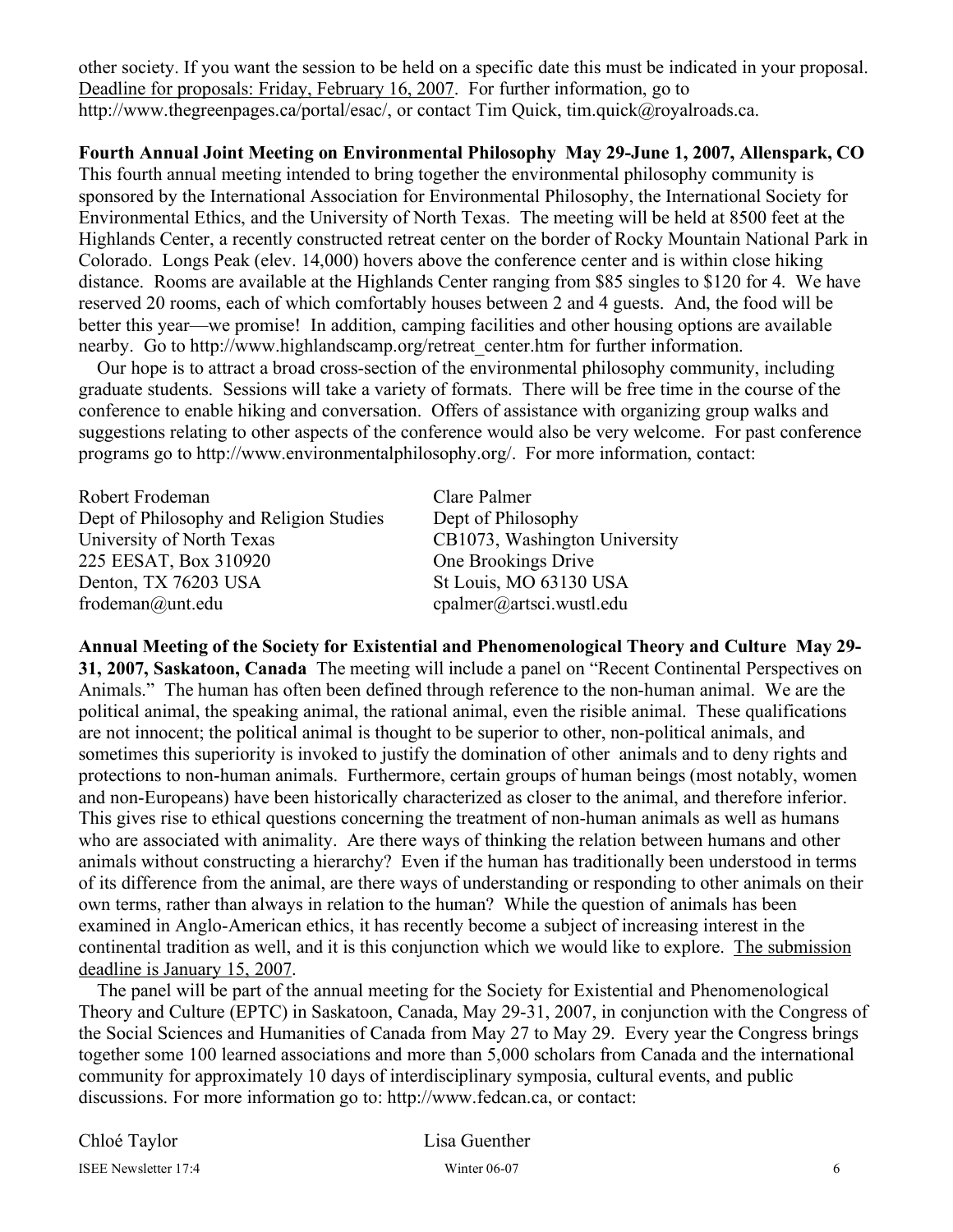other society. If you want the session to be held on a specific date this must be indicated in your proposal. Deadline for proposals: Friday, February 16, 2007. For further information, go to http://www.thegreenpages.ca/portal/esac/, or contact Tim Quick, tim.quick@royalroads.ca.

**Fourth Annual Joint Meeting on Environmental Philosophy May 29-June 1, 2007, Allenspark, CO** This fourth annual meeting intended to bring together the environmental philosophy community is sponsored by the International Association for Environmental Philosophy, the International Society for Environmental Ethics, and the University of North Texas. The meeting will be held at 8500 feet at the Highlands Center, a recently constructed retreat center on the border of Rocky Mountain National Park in Colorado. Longs Peak (elev. 14,000) hovers above the conference center and is within close hiking distance. Rooms are available at the Highlands Center ranging from $85 singles to $120 for 4. We have reserved 20 rooms, each of which comfortably houses between 2 and 4 guests. And, the food will be better this year—we promise! In addition, camping facilities and other housing options are available nearby. Go to http://www.highlandscamp.org/retreat_center.htm for further information.

Our hope is to attract a broad cross-section of the environmental philosophy community, including graduate students. Sessions will take a variety of formats. There will be free time in the course of the conference to enable hiking and conversation. Offers of assistance with organizing group walks and suggestions relating to other aspects of the conference would also be very welcome. For past conference programs go to http://www.environmentalphilosophy.org/. For more information, contact:

Robert Frodeman
Dept of Philosophy and Religion Studies
University of North Texas
225 EESAT, Box 310920
Denton, TX 76203 USA
frodeman@unt.edu

Clare Palmer
Dept of Philosophy
CB1073, Washington University
One Brookings Drive
St Louis, MO 63130 USA
cpalmer@artsci.wustl.edu

**Annual Meeting of the Society for Existential and Phenomenological Theory and Culture May 29-31, 2007, Saskatoon, Canada** The meeting will include a panel on "Recent Continental Perspectives on Animals." The human has often been defined through reference to the non-human animal. We are the political animal, the speaking animal, the rational animal, even the risible animal. These qualifications are not innocent; the political animal is thought to be superior to other, non-political animals, and sometimes this superiority is invoked to justify the domination of other animals and to deny rights and protections to non-human animals. Furthermore, certain groups of human beings (most notably, women and non-Europeans) have been historically characterized as closer to the animal, and therefore inferior. This gives rise to ethical questions concerning the treatment of non-human animals as well as humans who are associated with animality. Are there ways of thinking the relation between humans and other animals without constructing a hierarchy? Even if the human has traditionally been understood in terms of its difference from the animal, are there ways of understanding or responding to other animals on their own terms, rather than always in relation to the human? While the question of animals has been examined in Anglo-American ethics, it has recently become a subject of increasing interest in the continental tradition as well, and it is this conjunction which we would like to explore. The submission deadline is January 15, 2007.

The panel will be part of the annual meeting for the Society for Existential and Phenomenological Theory and Culture (EPTC) in Saskatoon, Canada, May 29-31, 2007, in conjunction with the Congress of the Social Sciences and Humanities of Canada from May 27 to May 29. Every year the Congress brings together some 100 learned associations and more than 5,000 scholars from Canada and the international community for approximately 10 days of interdisciplinary symposia, cultural events, and public discussions. For more information go to: http://www.fedcan.ca, or contact:

Chloé Taylor

Lisa Guenther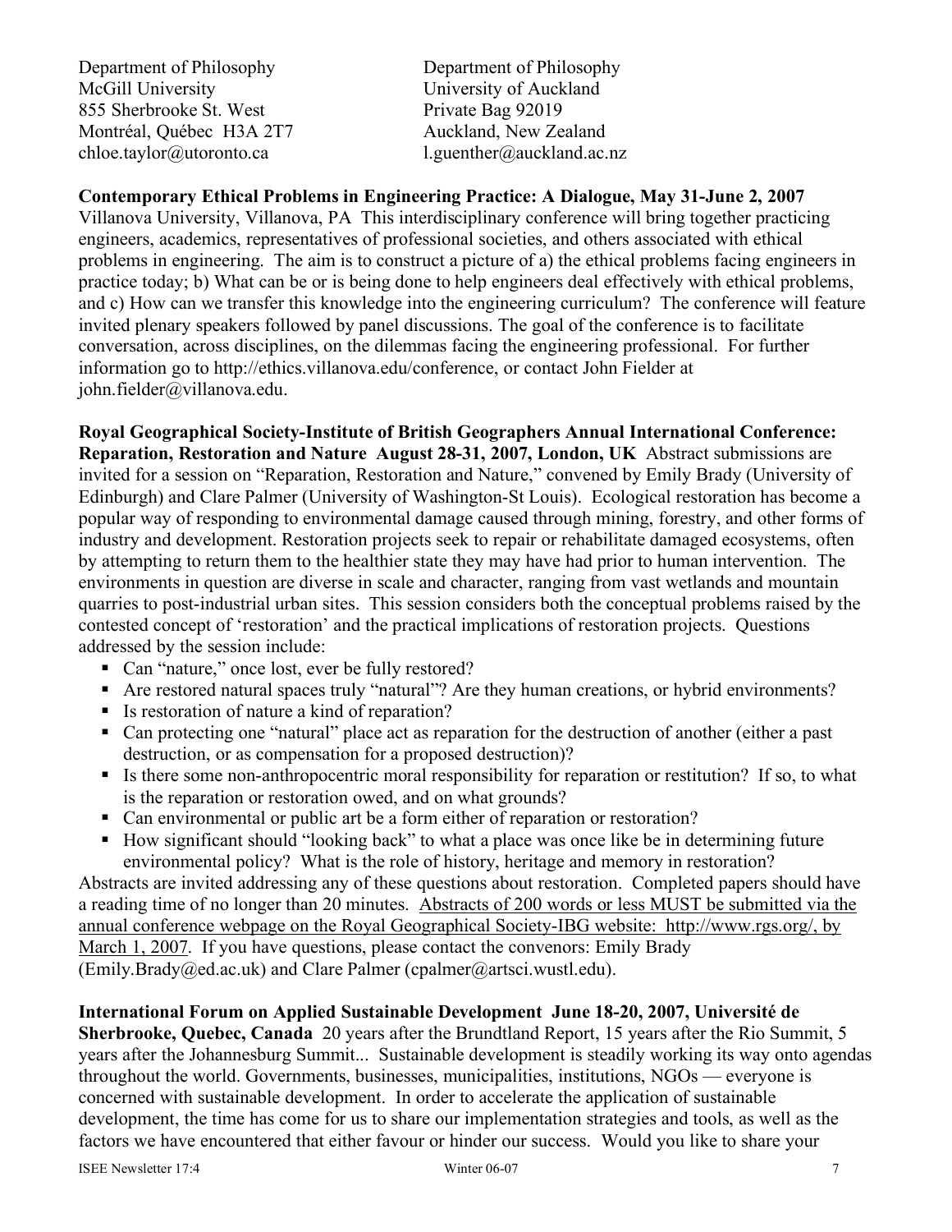Department of Philosophy
McGill University
855 Sherbrooke St. West
Montréal, Québec H3A 2T7
chloe.taylor@utoronto.ca

Department of Philosophy
University of Auckland
Private Bag 92019
Auckland, New Zealand
l.guenther@auckland.ac.nz

**Contemporary Ethical Problems in Engineering Practice: A Dialogue, May 31-June 2, 2007** Villanova University, Villanova, PA This interdisciplinary conference will bring together practicing engineers, academics, representatives of professional societies, and others associated with ethical problems in engineering. The aim is to construct a picture of a) the ethical problems facing engineers in practice today; b) What can be or is being done to help engineers deal effectively with ethical problems, and c) How can we transfer this knowledge into the engineering curriculum? The conference will feature invited plenary speakers followed by panel discussions. The goal of the conference is to facilitate conversation, across disciplines, on the dilemmas facing the engineering professional. For further information go to http://ethics.villanova.edu/conference, or contact John Fielder at john.fielder@villanova.edu.

**Royal Geographical Society-Institute of British Geographers Annual International Conference: Reparation, Restoration and Nature August 28-31, 2007, London, UK** Abstract submissions are invited for a session on "Reparation, Restoration and Nature," convened by Emily Brady (University of Edinburgh) and Clare Palmer (University of Washington-St Louis). Ecological restoration has become a popular way of responding to environmental damage caused through mining, forestry, and other forms of industry and development. Restoration projects seek to repair or rehabilitate damaged ecosystems, often by attempting to return them to the healthier state they may have had prior to human intervention. The environments in question are diverse in scale and character, ranging from vast wetlands and mountain quarries to post-industrial urban sites. This session considers both the conceptual problems raised by the contested concept of 'restoration' and the practical implications of restoration projects. Questions addressed by the session include:

- Can "nature," once lost, ever be fully restored?
- Are restored natural spaces truly "natural"? Are they human creations, or hybrid environments?
- Is restoration of nature a kind of reparation?
- Can protecting one "natural" place act as reparation for the destruction of another (either a past destruction, or as compensation for a proposed destruction)?
- Is there some non-anthropocentric moral responsibility for reparation or restitution? If so, to what is the reparation or restoration owed, and on what grounds?
- Can environmental or public art be a form either of reparation or restoration?
- How significant should "looking back" to what a place was once like be in determining future environmental policy? What is the role of history, heritage and memory in restoration?

Abstracts are invited addressing any of these questions about restoration. Completed papers should have a reading time of no longer than 20 minutes. Abstracts of 200 words or less MUST be submitted via the annual conference webpage on the Royal Geographical Society-IBG website: http://www.rgs.org/, by March 1, 2007. If you have questions, please contact the convenors: Emily Brady (Emily.Brady@ed.ac.uk) and Clare Palmer (cpalmer@artsci.wustl.edu).

**International Forum on Applied Sustainable Development June 18-20, 2007, Université de Sherbrooke, Quebec, Canada** 20 years after the Brundtland Report, 15 years after the Rio Summit, 5 years after the Johannesburg Summit... Sustainable development is steadily working its way onto agendas throughout the world. Governments, businesses, municipalities, institutions, NGOs — everyone is concerned with sustainable development. In order to accelerate the application of sustainable development, the time has come for us to share our implementation strategies and tools, as well as the factors we have encountered that either favour or hinder our success. Would you like to share your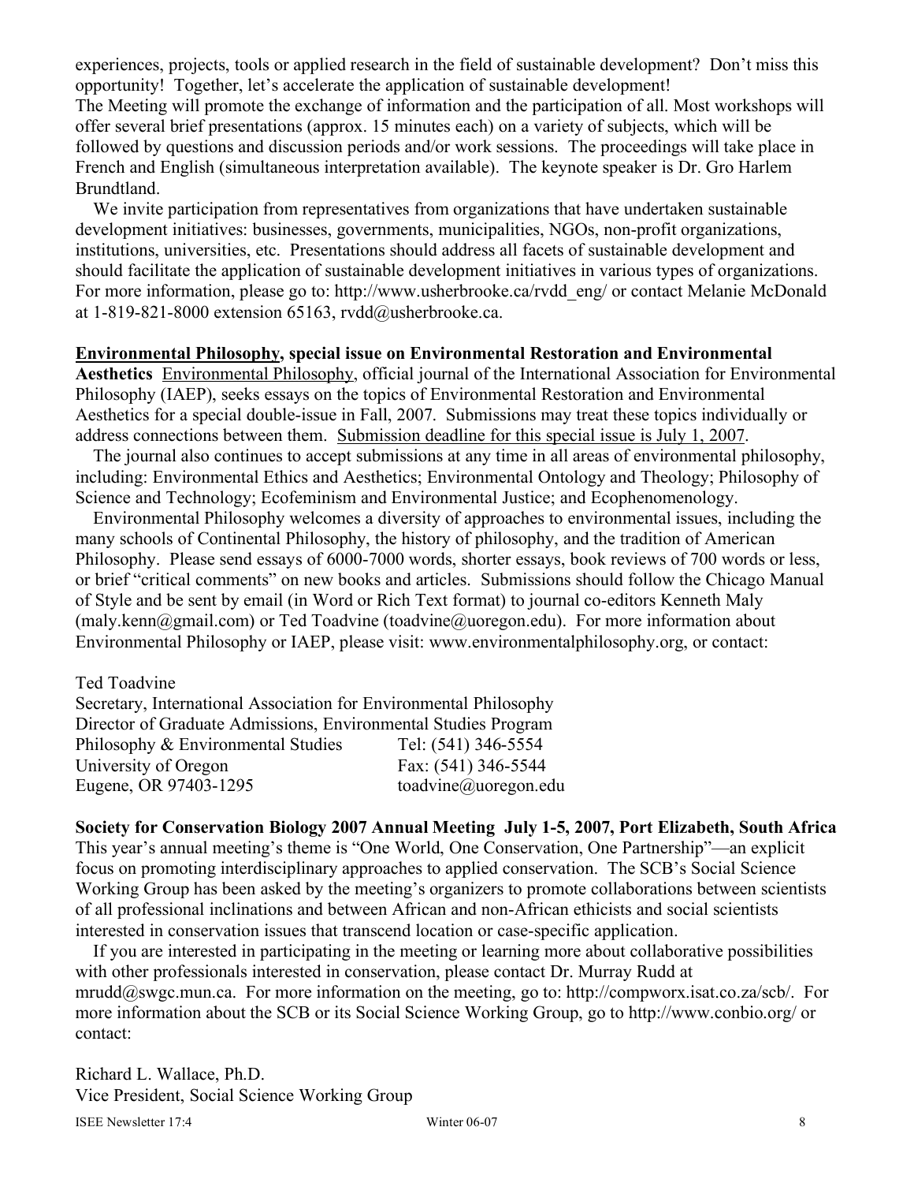experiences, projects, tools or applied research in the field of sustainable development? Don't miss this opportunity! Together, let's accelerate the application of sustainable development!

The Meeting will promote the exchange of information and the participation of all. Most workshops will offer several brief presentations (approx. 15 minutes each) on a variety of subjects, which will be followed by questions and discussion periods and/or work sessions. The proceedings will take place in French and English (simultaneous interpretation available). The keynote speaker is Dr. Gro Harlem Brundtland.

We invite participation from representatives from organizations that have undertaken sustainable development initiatives: businesses, governments, municipalities, NGOs, non-profit organizations, institutions, universities, etc. Presentations should address all facets of sustainable development and should facilitate the application of sustainable development initiatives in various types of organizations. For more information, please go to: http://www.usherbrooke.ca/rvdd_eng/ or contact Melanie McDonald at 1-819-821-8000 extension 65163, rvdd@usherbrooke.ca.

**Environmental Philosophy, special issue on Environmental Restoration and Environmental Aesthetics** Environmental Philosophy, official journal of the International Association for Environmental Philosophy (IAEP), seeks essays on the topics of Environmental Restoration and Environmental Aesthetics for a special double-issue in Fall, 2007. Submissions may treat these topics individually or address connections between them. Submission deadline for this special issue is July 1, 2007.

The journal also continues to accept submissions at any time in all areas of environmental philosophy, including: Environmental Ethics and Aesthetics; Environmental Ontology and Theology; Philosophy of Science and Technology; Ecofeminism and Environmental Justice; and Ecophenomenology.

Environmental Philosophy welcomes a diversity of approaches to environmental issues, including the many schools of Continental Philosophy, the history of philosophy, and the tradition of American Philosophy. Please send essays of 6000-7000 words, shorter essays, book reviews of 700 words or less, or brief "critical comments" on new books and articles. Submissions should follow the Chicago Manual of Style and be sent by email (in Word or Rich Text format) to journal co-editors Kenneth Maly (maly.kenn@gmail.com) or Ted Toadvine (toadvine@uoregon.edu). For more information about Environmental Philosophy or IAEP, please visit: www.environmentalphilosophy.org, or contact:

Ted Toadvine
Secretary, International Association for Environmental Philosophy
Director of Graduate Admissions, Environmental Studies Program
Philosophy & Environmental Studies    Tel: (541) 346-5554
University of Oregon    Fax: (541) 346-5544
Eugene, OR 97403-1295    toadvine@uoregon.edu

**Society for Conservation Biology 2007 Annual Meeting July 1-5, 2007, Port Elizabeth, South Africa**
This year's annual meeting's theme is "One World, One Conservation, One Partnership"—an explicit focus on promoting interdisciplinary approaches to applied conservation. The SCB's Social Science Working Group has been asked by the meeting's organizers to promote collaborations between scientists of all professional inclinations and between African and non-African ethicists and social scientists interested in conservation issues that transcend location or case-specific application.

If you are interested in participating in the meeting or learning more about collaborative possibilities with other professionals interested in conservation, please contact Dr. Murray Rudd at mrudd@swgc.mun.ca. For more information on the meeting, go to: http://compworx.isat.co.za/scb/. For more information about the SCB or its Social Science Working Group, go to http://www.conbio.org/ or contact:

Richard L. Wallace, Ph.D.
Vice President, Social Science Working Group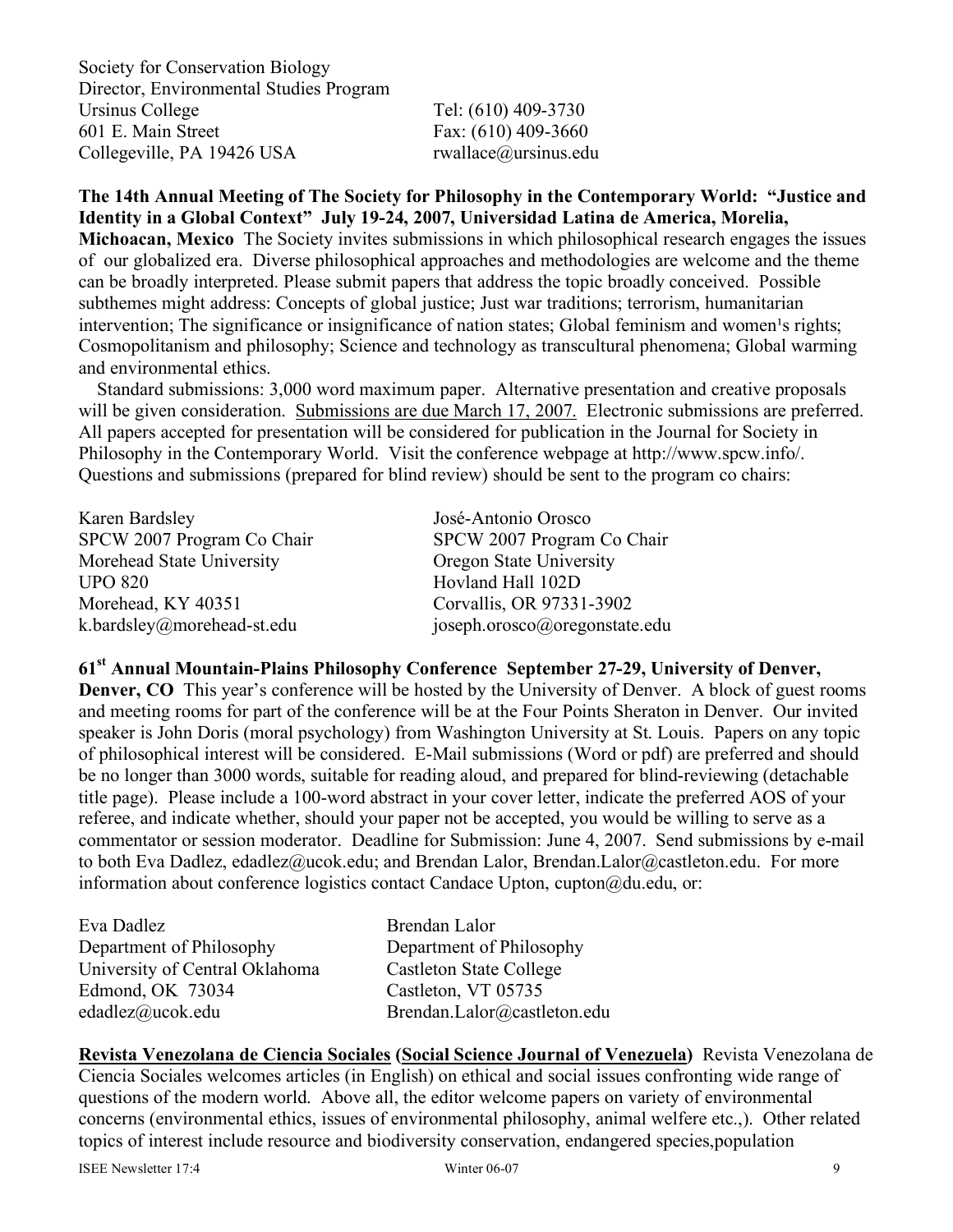Society for Conservation Biology
Director, Environmental Studies Program
Ursinus College
601 E. Main Street
Collegeville, PA 19426 USA

Tel: (610) 409-3730
Fax: (610) 409-3660
rwallace@ursinus.edu

**The 14th Annual Meeting of The Society for Philosophy in the Contemporary World: "Justice and Identity in a Global Context" July 19-24, 2007, Universidad Latina de America, Morelia, Michoacan, Mexico** The Society invites submissions in which philosophical research engages the issues of our globalized era. Diverse philosophical approaches and methodologies are welcome and the theme can be broadly interpreted. Please submit papers that address the topic broadly conceived. Possible subthemes might address: Concepts of global justice; Just war traditions; terrorism, humanitarian intervention; The significance or insignificance of nation states; Global feminism and women's rights; Cosmopolitanism and philosophy; Science and technology as transcultural phenomena; Global warming and environmental ethics.

Standard submissions: 3,000 word maximum paper. Alternative presentation and creative proposals will be given consideration. Submissions are due March 17, 2007. Electronic submissions are preferred. All papers accepted for presentation will be considered for publication in the Journal for Society in Philosophy in the Contemporary World. Visit the conference webpage at http://www.spcw.info/. Questions and submissions (prepared for blind review) should be sent to the program co chairs:

Karen Bardsley
SPCW 2007 Program Co Chair
Morehead State University
UPO 820
Morehead, KY 40351
k.bardsley@morehead-st.edu

José-Antonio Orosco
SPCW 2007 Program Co Chair
Oregon State University
Hovland Hall 102D
Corvallis, OR 97331-3902
joseph.orosco@oregonstate.edu

**61st Annual Mountain-Plains Philosophy Conference September 27-29, University of Denver, Denver, CO** This year's conference will be hosted by the University of Denver. A block of guest rooms and meeting rooms for part of the conference will be at the Four Points Sheraton in Denver. Our invited speaker is John Doris (moral psychology) from Washington University at St. Louis. Papers on any topic of philosophical interest will be considered. E-Mail submissions (Word or pdf) are preferred and should be no longer than 3000 words, suitable for reading aloud, and prepared for blind-reviewing (detachable title page). Please include a 100-word abstract in your cover letter, indicate the preferred AOS of your referee, and indicate whether, should your paper not be accepted, you would be willing to serve as a commentator or session moderator. Deadline for Submission: June 4, 2007. Send submissions by e-mail to both Eva Dadlez, edadlez@ucok.edu; and Brendan Lalor, Brendan.Lalor@castleton.edu. For more information about conference logistics contact Candace Upton, cupton@du.edu, or:

Eva Dadlez
Department of Philosophy
University of Central Oklahoma
Edmond, OK 73034
edadlez@ucok.edu

Brendan Lalor
Department of Philosophy
Castleton State College
Castleton, VT 05735
Brendan.Lalor@castleton.edu

**Revista Venezolana de Ciencia Sociales (Social Science Journal of Venezuela)** Revista Venezolana de Ciencia Sociales welcomes articles (in English) on ethical and social issues confronting wide range of questions of the modern world. Above all, the editor welcome papers on variety of environmental concerns (environmental ethics, issues of environmental philosophy, animal welfere etc.,). Other related topics of interest include resource and biodiversity conservation, endangered species,population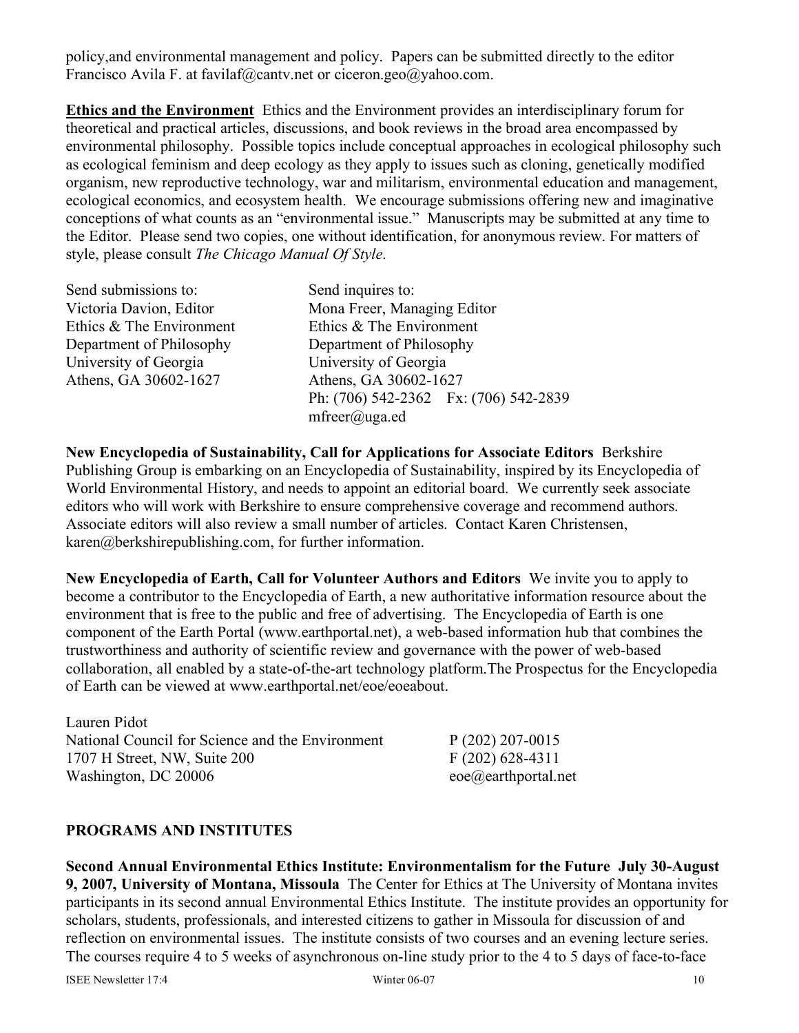policy,and environmental management and policy. Papers can be submitted directly to the editor Francisco Avila F. at favilaf@cantv.net or ciceron.geo@yahoo.com.

**Ethics and the Environment** Ethics and the Environment provides an interdisciplinary forum for theoretical and practical articles, discussions, and book reviews in the broad area encompassed by environmental philosophy. Possible topics include conceptual approaches in ecological philosophy such as ecological feminism and deep ecology as they apply to issues such as cloning, genetically modified organism, new reproductive technology, war and militarism, environmental education and management, ecological economics, and ecosystem health. We encourage submissions offering new and imaginative conceptions of what counts as an "environmental issue." Manuscripts may be submitted at any time to the Editor. Please send two copies, one without identification, for anonymous review. For matters of style, please consult *The Chicago Manual Of Style*.

Send submissions to:
Victoria Davion, Editor
Ethics & The Environment
Department of Philosophy
University of Georgia
Athens, GA 30602-1627

Send inquires to:
Mona Freer, Managing Editor
Ethics & The Environment
Department of Philosophy
University of Georgia
Athens, GA 30602-1627
Ph: (706) 542-2362 Fx: (706) 542-2839
mfreer@uga.ed

**New Encyclopedia of Sustainability, Call for Applications for Associate Editors** Berkshire Publishing Group is embarking on an Encyclopedia of Sustainability, inspired by its Encyclopedia of World Environmental History, and needs to appoint an editorial board. We currently seek associate editors who will work with Berkshire to ensure comprehensive coverage and recommend authors. Associate editors will also review a small number of articles. Contact Karen Christensen, karen@berkshirepublishing.com, for further information.

**New Encyclopedia of Earth, Call for Volunteer Authors and Editors** We invite you to apply to become a contributor to the Encyclopedia of Earth, a new authoritative information resource about the environment that is free to the public and free of advertising. The Encyclopedia of Earth is one component of the Earth Portal (www.earthportal.net), a web-based information hub that combines the trustworthiness and authority of scientific review and governance with the power of web-based collaboration, all enabled by a state-of-the-art technology platform.The Prospectus for the Encyclopedia of Earth can be viewed at www.earthportal.net/eoe/eoeabout.

Lauren Pidot
National Council for Science and the Environment
1707 H Street, NW, Suite 200
Washington, DC 20006

P (202) 207-0015
F (202) 628-4311
eoe@earthportal.net

## PROGRAMS AND INSTITUTES

**Second Annual Environmental Ethics Institute: Environmentalism for the Future July 30-August 9, 2007, University of Montana, Missoula** The Center for Ethics at The University of Montana invites participants in its second annual Environmental Ethics Institute. The institute provides an opportunity for scholars, students, professionals, and interested citizens to gather in Missoula for discussion of and reflection on environmental issues. The institute consists of two courses and an evening lecture series. The courses require 4 to 5 weeks of asynchronous on-line study prior to the 4 to 5 days of face-to-face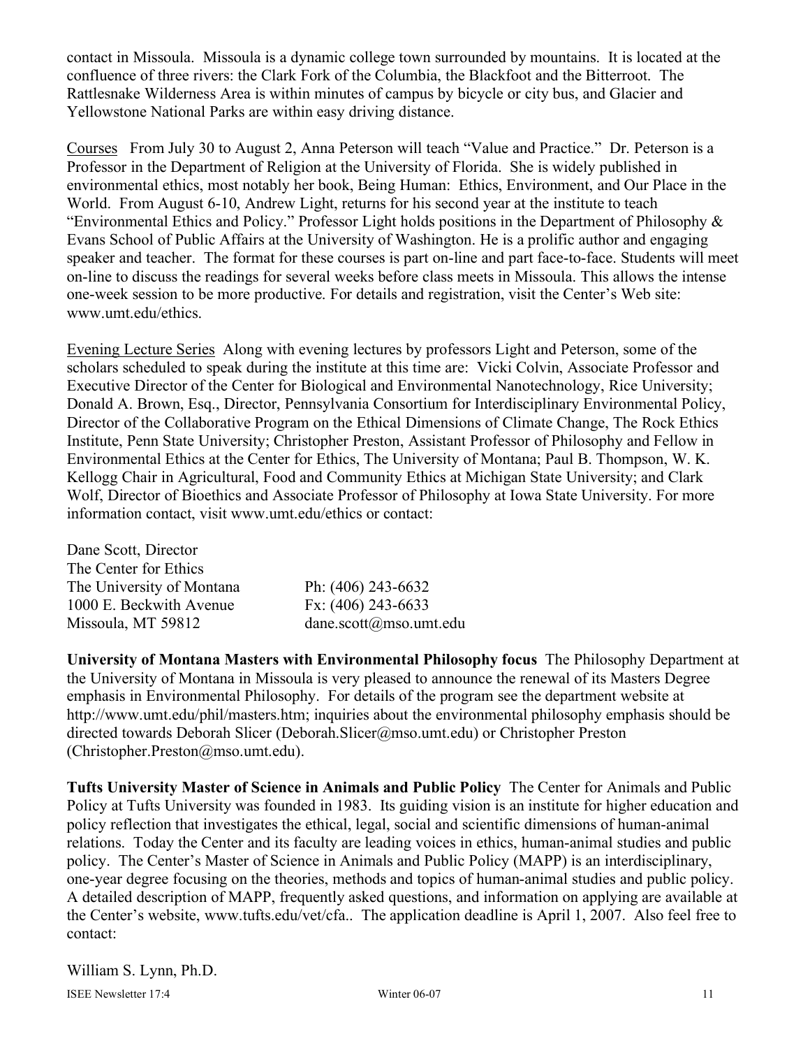contact in Missoula. Missoula is a dynamic college town surrounded by mountains. It is located at the confluence of three rivers: the Clark Fork of the Columbia, the Blackfoot and the Bitterroot. The Rattlesnake Wilderness Area is within minutes of campus by bicycle or city bus, and Glacier and Yellowstone National Parks are within easy driving distance.

Courses From July 30 to August 2, Anna Peterson will teach "Value and Practice." Dr. Peterson is a Professor in the Department of Religion at the University of Florida. She is widely published in environmental ethics, most notably her book, Being Human: Ethics, Environment, and Our Place in the World. From August 6-10, Andrew Light, returns for his second year at the institute to teach "Environmental Ethics and Policy." Professor Light holds positions in the Department of Philosophy & Evans School of Public Affairs at the University of Washington. He is a prolific author and engaging speaker and teacher. The format for these courses is part on-line and part face-to-face. Students will meet on-line to discuss the readings for several weeks before class meets in Missoula. This allows the intense one-week session to be more productive. For details and registration, visit the Center's Web site: www.umt.edu/ethics.

Evening Lecture Series Along with evening lectures by professors Light and Peterson, some of the scholars scheduled to speak during the institute at this time are: Vicki Colvin, Associate Professor and Executive Director of the Center for Biological and Environmental Nanotechnology, Rice University; Donald A. Brown, Esq., Director, Pennsylvania Consortium for Interdisciplinary Environmental Policy, Director of the Collaborative Program on the Ethical Dimensions of Climate Change, The Rock Ethics Institute, Penn State University; Christopher Preston, Assistant Professor of Philosophy and Fellow in Environmental Ethics at the Center for Ethics, The University of Montana; Paul B. Thompson, W. K. Kellogg Chair in Agricultural, Food and Community Ethics at Michigan State University; and Clark Wolf, Director of Bioethics and Associate Professor of Philosophy at Iowa State University. For more information contact, visit www.umt.edu/ethics or contact:

Dane Scott, Director
The Center for Ethics
The University of Montana — Ph: (406) 243-6632
1000 E. Beckwith Avenue — Fx: (406) 243-6633
Missoula, MT 59812 — dane.scott@mso.umt.edu

**University of Montana Masters with Environmental Philosophy focus** The Philosophy Department at the University of Montana in Missoula is very pleased to announce the renewal of its Masters Degree emphasis in Environmental Philosophy. For details of the program see the department website at http://www.umt.edu/phil/masters.htm; inquiries about the environmental philosophy emphasis should be directed towards Deborah Slicer (Deborah.Slicer@mso.umt.edu) or Christopher Preston (Christopher.Preston@mso.umt.edu).

**Tufts University Master of Science in Animals and Public Policy** The Center for Animals and Public Policy at Tufts University was founded in 1983. Its guiding vision is an institute for higher education and policy reflection that investigates the ethical, legal, social and scientific dimensions of human-animal relations. Today the Center and its faculty are leading voices in ethics, human-animal studies and public policy. The Center's Master of Science in Animals and Public Policy (MAPP) is an interdisciplinary, one-year degree focusing on the theories, methods and topics of human-animal studies and public policy. A detailed description of MAPP, frequently asked questions, and information on applying are available at the Center's website, www.tufts.edu/vet/cfa.. The application deadline is April 1, 2007. Also feel free to contact:

William S. Lynn, Ph.D.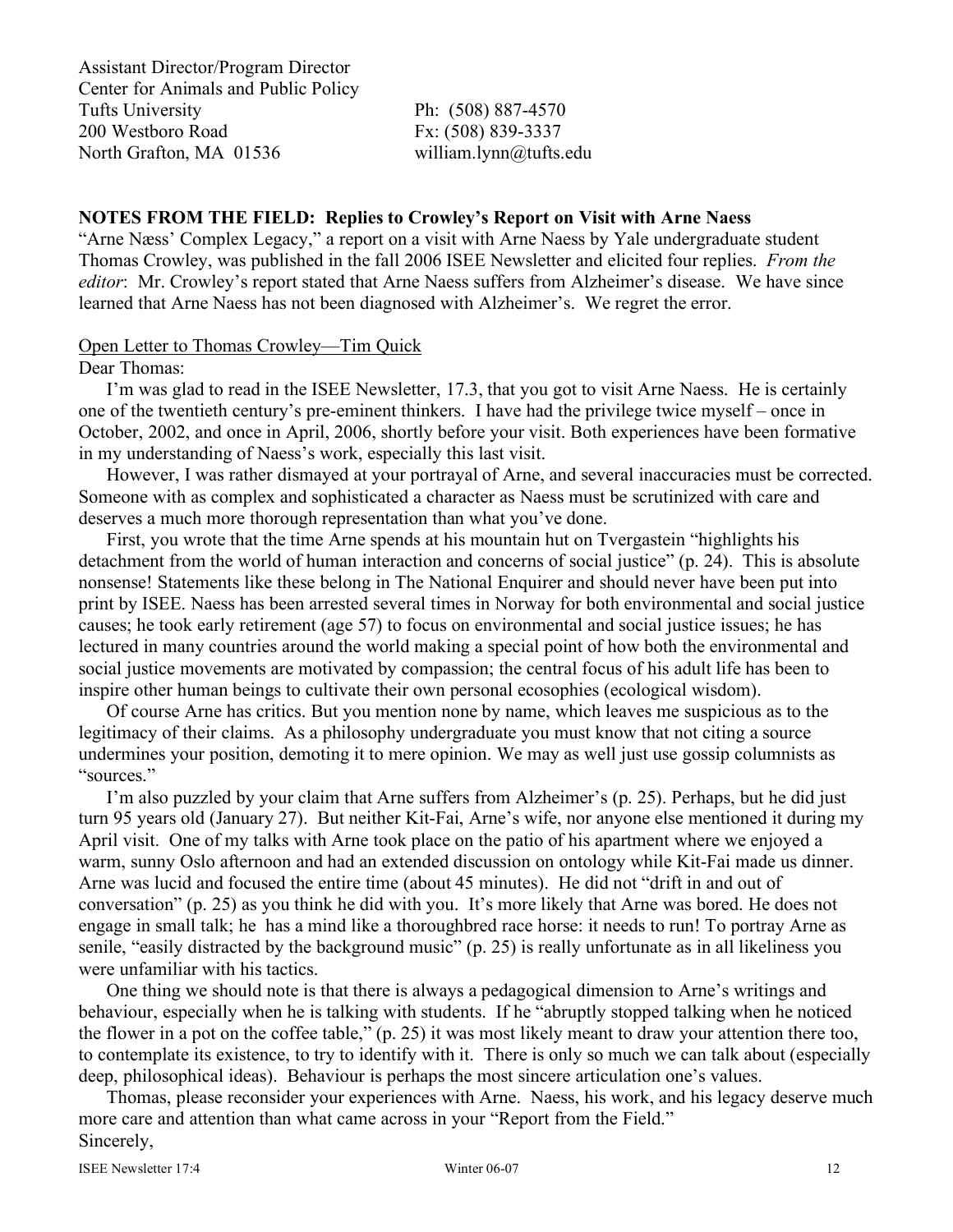Assistant Director/Program Director
Center for Animals and Public Policy
Tufts University
200 Westboro Road
North Grafton, MA 01536

Ph: (508) 887-4570
Fx: (508) 839-3337
william.lynn@tufts.edu

**NOTES FROM THE FIELD: Replies to Crowley's Report on Visit with Arne Naess**

"Arne Næss' Complex Legacy," a report on a visit with Arne Naess by Yale undergraduate student Thomas Crowley, was published in the fall 2006 ISEE Newsletter and elicited four replies. *From the editor*: Mr. Crowley's report stated that Arne Naess suffers from Alzheimer's disease. We have since learned that Arne Naess has not been diagnosed with Alzheimer's. We regret the error.

Open Letter to Thomas Crowley—Tim Quick

Dear Thomas:

I'm was glad to read in the ISEE Newsletter, 17.3, that you got to visit Arne Naess. He is certainly one of the twentieth century's pre-eminent thinkers. I have had the privilege twice myself – once in October, 2002, and once in April, 2006, shortly before your visit. Both experiences have been formative in my understanding of Naess's work, especially this last visit.

However, I was rather dismayed at your portrayal of Arne, and several inaccuracies must be corrected. Someone with as complex and sophisticated a character as Naess must be scrutinized with care and deserves a much more thorough representation than what you've done.

First, you wrote that the time Arne spends at his mountain hut on Tvergastein "highlights his detachment from the world of human interaction and concerns of social justice" (p. 24). This is absolute nonsense! Statements like these belong in The National Enquirer and should never have been put into print by ISEE. Naess has been arrested several times in Norway for both environmental and social justice causes; he took early retirement (age 57) to focus on environmental and social justice issues; he has lectured in many countries around the world making a special point of how both the environmental and social justice movements are motivated by compassion; the central focus of his adult life has been to inspire other human beings to cultivate their own personal ecosophies (ecological wisdom).

Of course Arne has critics. But you mention none by name, which leaves me suspicious as to the legitimacy of their claims. As a philosophy undergraduate you must know that not citing a source undermines your position, demoting it to mere opinion. We may as well just use gossip columnists as "sources."

I'm also puzzled by your claim that Arne suffers from Alzheimer's (p. 25). Perhaps, but he did just turn 95 years old (January 27). But neither Kit-Fai, Arne's wife, nor anyone else mentioned it during my April visit. One of my talks with Arne took place on the patio of his apartment where we enjoyed a warm, sunny Oslo afternoon and had an extended discussion on ontology while Kit-Fai made us dinner. Arne was lucid and focused the entire time (about 45 minutes). He did not "drift in and out of conversation" (p. 25) as you think he did with you. It's more likely that Arne was bored. He does not engage in small talk; he has a mind like a thoroughbred race horse: it needs to run! To portray Arne as senile, "easily distracted by the background music" (p. 25) is really unfortunate as in all likeliness you were unfamiliar with his tactics.

One thing we should note is that there is always a pedagogical dimension to Arne's writings and behaviour, especially when he is talking with students. If he "abruptly stopped talking when he noticed the flower in a pot on the coffee table," (p. 25) it was most likely meant to draw your attention there too, to contemplate its existence, to try to identify with it. There is only so much we can talk about (especially deep, philosophical ideas). Behaviour is perhaps the most sincere articulation one's values.

Thomas, please reconsider your experiences with Arne. Naess, his work, and his legacy deserve much more care and attention than what came across in your "Report from the Field."

Sincerely,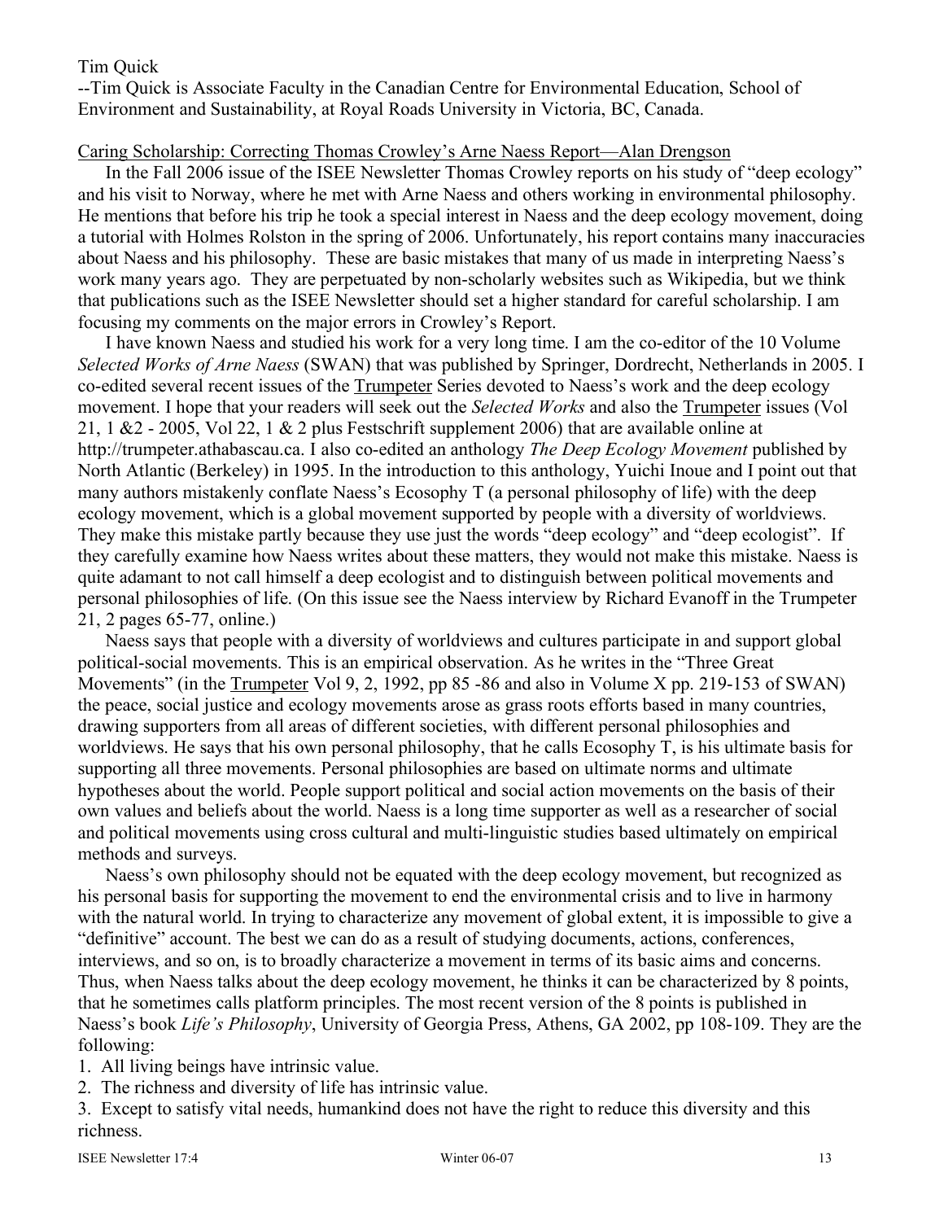Tim Quick

--Tim Quick is Associate Faculty in the Canadian Centre for Environmental Education, School of Environment and Sustainability, at Royal Roads University in Victoria, BC, Canada.

## Caring Scholarship: Correcting Thomas Crowley's Arne Naess Report—Alan Drengson

In the Fall 2006 issue of the ISEE Newsletter Thomas Crowley reports on his study of "deep ecology" and his visit to Norway, where he met with Arne Naess and others working in environmental philosophy. He mentions that before his trip he took a special interest in Naess and the deep ecology movement, doing a tutorial with Holmes Rolston in the spring of 2006. Unfortunately, his report contains many inaccuracies about Naess and his philosophy. These are basic mistakes that many of us made in interpreting Naess's work many years ago. They are perpetuated by non-scholarly websites such as Wikipedia, but we think that publications such as the ISEE Newsletter should set a higher standard for careful scholarship. I am focusing my comments on the major errors in Crowley's Report.

I have known Naess and studied his work for a very long time. I am the co-editor of the 10 Volume *Selected Works of Arne Naess* (SWAN) that was published by Springer, Dordrecht, Netherlands in 2005. I co-edited several recent issues of the Trumpeter Series devoted to Naess's work and the deep ecology movement. I hope that your readers will seek out the *Selected Works* and also the Trumpeter issues (Vol 21, 1 &2 - 2005, Vol 22, 1 & 2 plus Festschrift supplement 2006) that are available online at http://trumpeter.athabascau.ca. I also co-edited an anthology *The Deep Ecology Movement* published by North Atlantic (Berkeley) in 1995. In the introduction to this anthology, Yuichi Inoue and I point out that many authors mistakenly conflate Naess's Ecosophy T (a personal philosophy of life) with the deep ecology movement, which is a global movement supported by people with a diversity of worldviews. They make this mistake partly because they use just the words "deep ecology" and "deep ecologist". If they carefully examine how Naess writes about these matters, they would not make this mistake. Naess is quite adamant to not call himself a deep ecologist and to distinguish between political movements and personal philosophies of life. (On this issue see the Naess interview by Richard Evanoff in the Trumpeter 21, 2 pages 65-77, online.)

Naess says that people with a diversity of worldviews and cultures participate in and support global political-social movements. This is an empirical observation. As he writes in the "Three Great Movements" (in the Trumpeter Vol 9, 2, 1992, pp 85 -86 and also in Volume X pp. 219-153 of SWAN) the peace, social justice and ecology movements arose as grass roots efforts based in many countries, drawing supporters from all areas of different societies, with different personal philosophies and worldviews. He says that his own personal philosophy, that he calls Ecosophy T, is his ultimate basis for supporting all three movements. Personal philosophies are based on ultimate norms and ultimate hypotheses about the world. People support political and social action movements on the basis of their own values and beliefs about the world. Naess is a long time supporter as well as a researcher of social and political movements using cross cultural and multi-linguistic studies based ultimately on empirical methods and surveys.

Naess's own philosophy should not be equated with the deep ecology movement, but recognized as his personal basis for supporting the movement to end the environmental crisis and to live in harmony with the natural world. In trying to characterize any movement of global extent, it is impossible to give a "definitive" account. The best we can do as a result of studying documents, actions, conferences, interviews, and so on, is to broadly characterize a movement in terms of its basic aims and concerns. Thus, when Naess talks about the deep ecology movement, he thinks it can be characterized by 8 points, that he sometimes calls platform principles. The most recent version of the 8 points is published in Naess's book *Life's Philosophy*, University of Georgia Press, Athens, GA 2002, pp 108-109. They are the following:

1. All living beings have intrinsic value.
2. The richness and diversity of life has intrinsic value.
3. Except to satisfy vital needs, humankind does not have the right to reduce this diversity and this richness.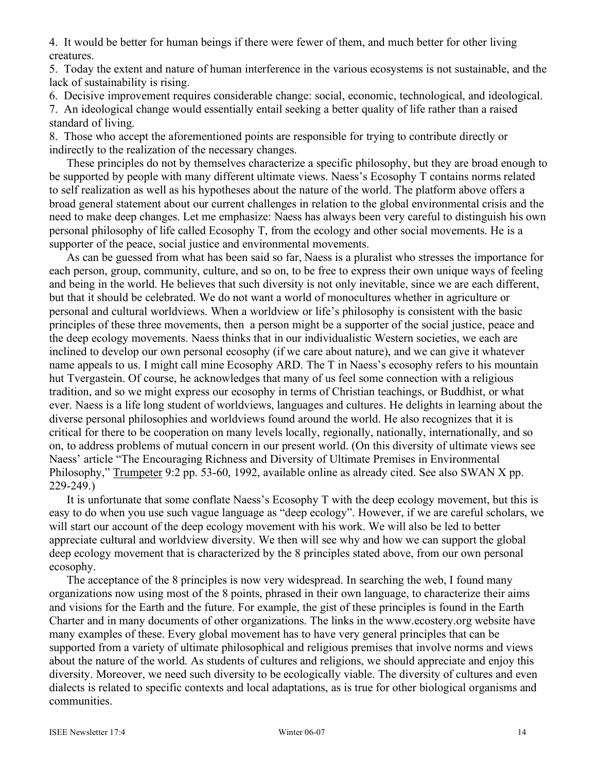4. It would be better for human beings if there were fewer of them, and much better for other living creatures.
5. Today the extent and nature of human interference in the various ecosystems is not sustainable, and the lack of sustainability is rising.
6. Decisive improvement requires considerable change: social, economic, technological, and ideological.
7. An ideological change would essentially entail seeking a better quality of life rather than a raised standard of living.
8. Those who accept the aforementioned points are responsible for trying to contribute directly or indirectly to the realization of the necessary changes.

These principles do not by themselves characterize a specific philosophy, but they are broad enough to be supported by people with many different ultimate views. Naess's Ecosophy T contains norms related to self realization as well as his hypotheses about the nature of the world. The platform above offers a broad general statement about our current challenges in relation to the global environmental crisis and the need to make deep changes. Let me emphasize: Naess has always been very careful to distinguish his own personal philosophy of life called Ecosophy T, from the ecology and other social movements. He is a supporter of the peace, social justice and environmental movements.

As can be guessed from what has been said so far, Naess is a pluralist who stresses the importance for each person, group, community, culture, and so on, to be free to express their own unique ways of feeling and being in the world. He believes that such diversity is not only inevitable, since we are each different, but that it should be celebrated. We do not want a world of monocultures whether in agriculture or personal and cultural worldviews. When a worldview or life's philosophy is consistent with the basic principles of these three movements, then a person might be a supporter of the social justice, peace and the deep ecology movements. Naess thinks that in our individualistic Western societies, we each are inclined to develop our own personal ecosophy (if we care about nature), and we can give it whatever name appeals to us. I might call mine Ecosophy ARD. The T in Naess's ecosophy refers to his mountain hut Tvergastein. Of course, he acknowledges that many of us feel some connection with a religious tradition, and so we might express our ecosophy in terms of Christian teachings, or Buddhist, or what ever. Naess is a life long student of worldviews, languages and cultures. He delights in learning about the diverse personal philosophies and worldviews found around the world. He also recognizes that it is critical for there to be cooperation on many levels locally, regionally, nationally, internationally, and so on, to address problems of mutual concern in our present world. (On this diversity of ultimate views see Naess' article "The Encouraging Richness and Diversity of Ultimate Premises in Environmental Philosophy," Trumpeter 9:2 pp. 53-60, 1992, available online as already cited. See also SWAN X pp. 229-249.)

It is unfortunate that some conflate Naess's Ecosophy T with the deep ecology movement, but this is easy to do when you use such vague language as "deep ecology". However, if we are careful scholars, we will start our account of the deep ecology movement with his work. We will also be led to better appreciate cultural and worldview diversity. We then will see why and how we can support the global deep ecology movement that is characterized by the 8 principles stated above, from our own personal ecosophy.

The acceptance of the 8 principles is now very widespread. In searching the web, I found many organizations now using most of the 8 points, phrased in their own language, to characterize their aims and visions for the Earth and the future. For example, the gist of these principles is found in the Earth Charter and in many documents of other organizations. The links in the www.ecostery.org website have many examples of these. Every global movement has to have very general principles that can be supported from a variety of ultimate philosophical and religious premises that involve norms and views about the nature of the world. As students of cultures and religions, we should appreciate and enjoy this diversity. Moreover, we need such diversity to be ecologically viable. The diversity of cultures and even dialects is related to specific contexts and local adaptations, as is true for other biological organisms and communities.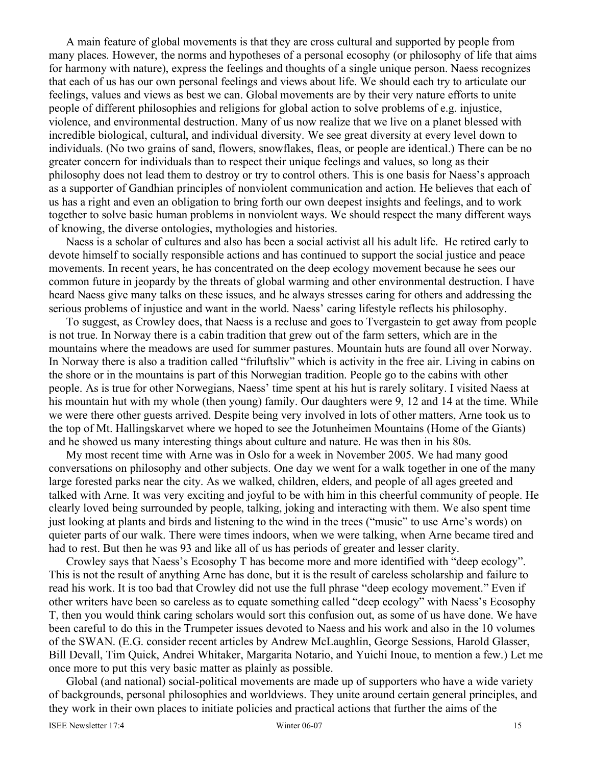A main feature of global movements is that they are cross cultural and supported by people from many places. However, the norms and hypotheses of a personal ecosophy (or philosophy of life that aims for harmony with nature), express the feelings and thoughts of a single unique person. Naess recognizes that each of us has our own personal feelings and views about life. We should each try to articulate our feelings, values and views as best we can. Global movements are by their very nature efforts to unite people of different philosophies and religions for global action to solve problems of e.g. injustice, violence, and environmental destruction. Many of us now realize that we live on a planet blessed with incredible biological, cultural, and individual diversity. We see great diversity at every level down to individuals. (No two grains of sand, flowers, snowflakes, fleas, or people are identical.) There can be no greater concern for individuals than to respect their unique feelings and values, so long as their philosophy does not lead them to destroy or try to control others. This is one basis for Naess's approach as a supporter of Gandhian principles of nonviolent communication and action. He believes that each of us has a right and even an obligation to bring forth our own deepest insights and feelings, and to work together to solve basic human problems in nonviolent ways. We should respect the many different ways of knowing, the diverse ontologies, mythologies and histories.

Naess is a scholar of cultures and also has been a social activist all his adult life. He retired early to devote himself to socially responsible actions and has continued to support the social justice and peace movements. In recent years, he has concentrated on the deep ecology movement because he sees our common future in jeopardy by the threats of global warming and other environmental destruction. I have heard Naess give many talks on these issues, and he always stresses caring for others and addressing the serious problems of injustice and want in the world. Naess' caring lifestyle reflects his philosophy.

To suggest, as Crowley does, that Naess is a recluse and goes to Tvergastein to get away from people is not true. In Norway there is a cabin tradition that grew out of the farm setters, which are in the mountains where the meadows are used for summer pastures. Mountain huts are found all over Norway. In Norway there is also a tradition called "friluftsliv" which is activity in the free air. Living in cabins on the shore or in the mountains is part of this Norwegian tradition. People go to the cabins with other people. As is true for other Norwegians, Naess' time spent at his hut is rarely solitary. I visited Naess at his mountain hut with my whole (then young) family. Our daughters were 9, 12 and 14 at the time. While we were there other guests arrived. Despite being very involved in lots of other matters, Arne took us to the top of Mt. Hallingskarvet where we hoped to see the Jotunheimen Mountains (Home of the Giants) and he showed us many interesting things about culture and nature. He was then in his 80s.

My most recent time with Arne was in Oslo for a week in November 2005. We had many good conversations on philosophy and other subjects. One day we went for a walk together in one of the many large forested parks near the city. As we walked, children, elders, and people of all ages greeted and talked with Arne. It was very exciting and joyful to be with him in this cheerful community of people. He clearly loved being surrounded by people, talking, joking and interacting with them. We also spent time just looking at plants and birds and listening to the wind in the trees ("music" to use Arne's words) on quieter parts of our walk. There were times indoors, when we were talking, when Arne became tired and had to rest. But then he was 93 and like all of us has periods of greater and lesser clarity.

Crowley says that Naess's Ecosophy T has become more and more identified with "deep ecology". This is not the result of anything Arne has done, but it is the result of careless scholarship and failure to read his work. It is too bad that Crowley did not use the full phrase "deep ecology movement." Even if other writers have been so careless as to equate something called "deep ecology" with Naess's Ecosophy T, then you would think caring scholars would sort this confusion out, as some of us have done. We have been careful to do this in the Trumpeter issues devoted to Naess and his work and also in the 10 volumes of the SWAN. (E.G. consider recent articles by Andrew McLaughlin, George Sessions, Harold Glasser, Bill Devall, Tim Quick, Andrei Whitaker, Margarita Notario, and Yuichi Inoue, to mention a few.) Let me once more to put this very basic matter as plainly as possible.

Global (and national) social-political movements are made up of supporters who have a wide variety of backgrounds, personal philosophies and worldviews. They unite around certain general principles, and they work in their own places to initiate policies and practical actions that further the aims of the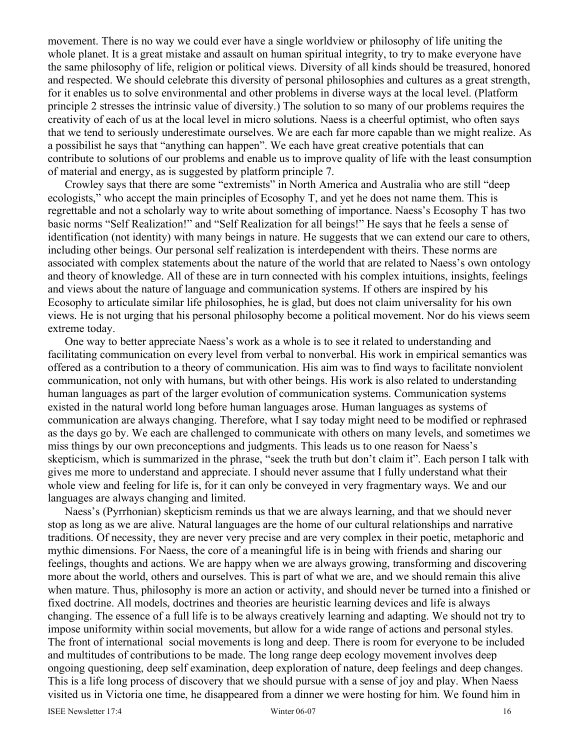movement. There is no way we could ever have a single worldview or philosophy of life uniting the whole planet. It is a great mistake and assault on human spiritual integrity, to try to make everyone have the same philosophy of life, religion or political views. Diversity of all kinds should be treasured, honored and respected. We should celebrate this diversity of personal philosophies and cultures as a great strength, for it enables us to solve environmental and other problems in diverse ways at the local level. (Platform principle 2 stresses the intrinsic value of diversity.) The solution to so many of our problems requires the creativity of each of us at the local level in micro solutions. Naess is a cheerful optimist, who often says that we tend to seriously underestimate ourselves. We are each far more capable than we might realize. As a possibilist he says that "anything can happen". We each have great creative potentials that can contribute to solutions of our problems and enable us to improve quality of life with the least consumption of material and energy, as is suggested by platform principle 7.

Crowley says that there are some "extremists" in North America and Australia who are still "deep ecologists," who accept the main principles of Ecosophy T, and yet he does not name them. This is regrettable and not a scholarly way to write about something of importance. Naess's Ecosophy T has two basic norms "Self Realization!" and "Self Realization for all beings!" He says that he feels a sense of identification (not identity) with many beings in nature. He suggests that we can extend our care to others, including other beings. Our personal self realization is interdependent with theirs. These norms are associated with complex statements about the nature of the world that are related to Naess's own ontology and theory of knowledge. All of these are in turn connected with his complex intuitions, insights, feelings and views about the nature of language and communication systems. If others are inspired by his Ecosophy to articulate similar life philosophies, he is glad, but does not claim universality for his own views. He is not urging that his personal philosophy become a political movement. Nor do his views seem extreme today.

One way to better appreciate Naess's work as a whole is to see it related to understanding and facilitating communication on every level from verbal to nonverbal. His work in empirical semantics was offered as a contribution to a theory of communication. His aim was to find ways to facilitate nonviolent communication, not only with humans, but with other beings. His work is also related to understanding human languages as part of the larger evolution of communication systems. Communication systems existed in the natural world long before human languages arose. Human languages as systems of communication are always changing. Therefore, what I say today might need to be modified or rephrased as the days go by. We each are challenged to communicate with others on many levels, and sometimes we miss things by our own preconceptions and judgments. This leads us to one reason for Naess's skepticism, which is summarized in the phrase, "seek the truth but don't claim it". Each person I talk with gives me more to understand and appreciate. I should never assume that I fully understand what their whole view and feeling for life is, for it can only be conveyed in very fragmentary ways. We and our languages are always changing and limited.

Naess's (Pyrrhonian) skepticism reminds us that we are always learning, and that we should never stop as long as we are alive. Natural languages are the home of our cultural relationships and narrative traditions. Of necessity, they are never very precise and are very complex in their poetic, metaphoric and mythic dimensions. For Naess, the core of a meaningful life is in being with friends and sharing our feelings, thoughts and actions. We are happy when we are always growing, transforming and discovering more about the world, others and ourselves. This is part of what we are, and we should remain this alive when mature. Thus, philosophy is more an action or activity, and should never be turned into a finished or fixed doctrine. All models, doctrines and theories are heuristic learning devices and life is always changing. The essence of a full life is to be always creatively learning and adapting. We should not try to impose uniformity within social movements, but allow for a wide range of actions and personal styles. The front of international social movements is long and deep. There is room for everyone to be included and multitudes of contributions to be made. The long range deep ecology movement involves deep ongoing questioning, deep self examination, deep exploration of nature, deep feelings and deep changes. This is a life long process of discovery that we should pursue with a sense of joy and play. When Naess visited us in Victoria one time, he disappeared from a dinner we were hosting for him. We found him in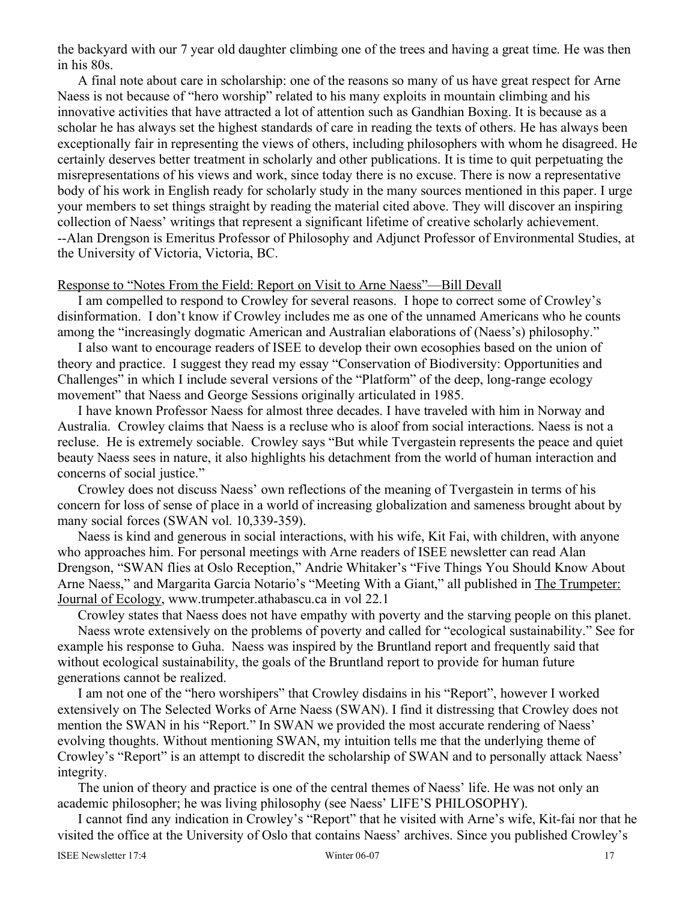the backyard with our 7 year old daughter climbing one of the trees and having a great time. He was then in his 80s.

A final note about care in scholarship: one of the reasons so many of us have great respect for Arne Naess is not because of "hero worship" related to his many exploits in mountain climbing and his innovative activities that have attracted a lot of attention such as Gandhian Boxing. It is because as a scholar he has always set the highest standards of care in reading the texts of others. He has always been exceptionally fair in representing the views of others, including philosophers with whom he disagreed. He certainly deserves better treatment in scholarly and other publications. It is time to quit perpetuating the misrepresentations of his views and work, since today there is no excuse. There is now a representative body of his work in English ready for scholarly study in the many sources mentioned in this paper. I urge your members to set things straight by reading the material cited above. They will discover an inspiring collection of Naess' writings that represent a significant lifetime of creative scholarly achievement.
--Alan Drengson is Emeritus Professor of Philosophy and Adjunct Professor of Environmental Studies, at the University of Victoria, Victoria, BC.

Response to "Notes From the Field: Report on Visit to Arne Naess"—Bill Devall

I am compelled to respond to Crowley for several reasons. I hope to correct some of Crowley's disinformation. I don't know if Crowley includes me as one of the unnamed Americans who he counts among the "increasingly dogmatic American and Australian elaborations of (Naess's) philosophy."

I also want to encourage readers of ISEE to develop their own ecosophies based on the union of theory and practice. I suggest they read my essay "Conservation of Biodiversity: Opportunities and Challenges" in which I include several versions of the "Platform" of the deep, long-range ecology movement" that Naess and George Sessions originally articulated in 1985.

I have known Professor Naess for almost three decades. I have traveled with him in Norway and Australia. Crowley claims that Naess is a recluse who is aloof from social interactions. Naess is not a recluse. He is extremely sociable. Crowley says "But while Tvergastein represents the peace and quiet beauty Naess sees in nature, it also highlights his detachment from the world of human interaction and concerns of social justice."

Crowley does not discuss Naess' own reflections of the meaning of Tvergastein in terms of his concern for loss of sense of place in a world of increasing globalization and sameness brought about by many social forces (SWAN vol. 10,339-359).

Naess is kind and generous in social interactions, with his wife, Kit Fai, with children, with anyone who approaches him. For personal meetings with Arne readers of ISEE newsletter can read Alan Drengson, "SWAN flies at Oslo Reception," Andrie Whitaker's "Five Things You Should Know About Arne Naess," and Margarita Garcia Notario's "Meeting With a Giant," all published in The Trumpeter: Journal of Ecology, www.trumpeter.athabascu.ca in vol 22.1

Crowley states that Naess does not have empathy with poverty and the starving people on this planet.

Naess wrote extensively on the problems of poverty and called for "ecological sustainability." See for example his response to Guha. Naess was inspired by the Bruntland report and frequently said that without ecological sustainability, the goals of the Bruntland report to provide for human future generations cannot be realized.

I am not one of the "hero worshipers" that Crowley disdains in his "Report", however I worked extensively on The Selected Works of Arne Naess (SWAN). I find it distressing that Crowley does not mention the SWAN in his "Report." In SWAN we provided the most accurate rendering of Naess' evolving thoughts. Without mentioning SWAN, my intuition tells me that the underlying theme of Crowley's "Report" is an attempt to discredit the scholarship of SWAN and to personally attack Naess' integrity.

The union of theory and practice is one of the central themes of Naess' life. He was not only an academic philosopher; he was living philosophy (see Naess' LIFE'S PHILOSOPHY).

I cannot find any indication in Crowley's "Report" that he visited with Arne's wife, Kit-fai nor that he visited the office at the University of Oslo that contains Naess' archives. Since you published Crowley's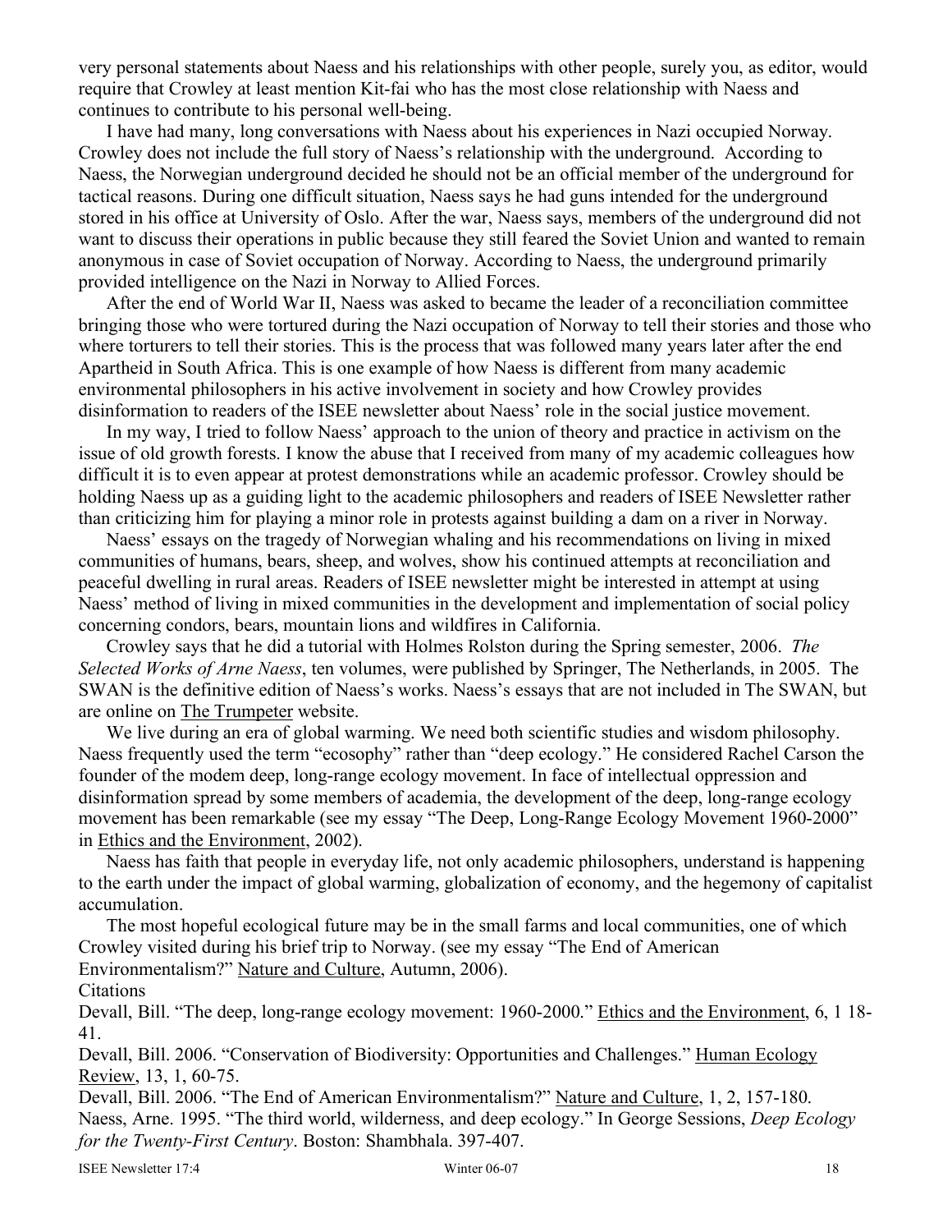very personal statements about Naess and his relationships with other people, surely you, as editor, would require that Crowley at least mention Kit-fai who has the most close relationship with Naess and continues to contribute to his personal well-being.

I have had many, long conversations with Naess about his experiences in Nazi occupied Norway. Crowley does not include the full story of Naess's relationship with the underground. According to Naess, the Norwegian underground decided he should not be an official member of the underground for tactical reasons. During one difficult situation, Naess says he had guns intended for the underground stored in his office at University of Oslo. After the war, Naess says, members of the underground did not want to discuss their operations in public because they still feared the Soviet Union and wanted to remain anonymous in case of Soviet occupation of Norway. According to Naess, the underground primarily provided intelligence on the Nazi in Norway to Allied Forces.

After the end of World War II, Naess was asked to became the leader of a reconciliation committee bringing those who were tortured during the Nazi occupation of Norway to tell their stories and those who where torturers to tell their stories. This is the process that was followed many years later after the end Apartheid in South Africa. This is one example of how Naess is different from many academic environmental philosophers in his active involvement in society and how Crowley provides disinformation to readers of the ISEE newsletter about Naess' role in the social justice movement.

In my way, I tried to follow Naess' approach to the union of theory and practice in activism on the issue of old growth forests. I know the abuse that I received from many of my academic colleagues how difficult it is to even appear at protest demonstrations while an academic professor. Crowley should be holding Naess up as a guiding light to the academic philosophers and readers of ISEE Newsletter rather than criticizing him for playing a minor role in protests against building a dam on a river in Norway.

Naess' essays on the tragedy of Norwegian whaling and his recommendations on living in mixed communities of humans, bears, sheep, and wolves, show his continued attempts at reconciliation and peaceful dwelling in rural areas. Readers of ISEE newsletter might be interested in attempt at using Naess' method of living in mixed communities in the development and implementation of social policy concerning condors, bears, mountain lions and wildfires in California.

Crowley says that he did a tutorial with Holmes Rolston during the Spring semester, 2006. *The Selected Works of Arne Naess*, ten volumes, were published by Springer, The Netherlands, in 2005. The SWAN is the definitive edition of Naess's works. Naess's essays that are not included in The SWAN, but are online on The Trumpeter website.

We live during an era of global warming. We need both scientific studies and wisdom philosophy. Naess frequently used the term "ecosophy" rather than "deep ecology." He considered Rachel Carson the founder of the modem deep, long-range ecology movement. In face of intellectual oppression and disinformation spread by some members of academia, the development of the deep, long-range ecology movement has been remarkable (see my essay "The Deep, Long-Range Ecology Movement 1960-2000" in Ethics and the Environment, 2002).

Naess has faith that people in everyday life, not only academic philosophers, understand is happening to the earth under the impact of global warming, globalization of economy, and the hegemony of capitalist accumulation.

The most hopeful ecological future may be in the small farms and local communities, one of which Crowley visited during his brief trip to Norway. (see my essay "The End of American Environmentalism?" Nature and Culture, Autumn, 2006).

Citations

Devall, Bill. "The deep, long-range ecology movement: 1960-2000." Ethics and the Environment, 6, 1 18-41.

Devall, Bill. 2006. "Conservation of Biodiversity: Opportunities and Challenges." Human Ecology Review, 13, 1, 60-75.

Devall, Bill. 2006. "The End of American Environmentalism?" Nature and Culture, 1, 2, 157-180.

Naess, Arne. 1995. "The third world, wilderness, and deep ecology." In George Sessions, *Deep Ecology for the Twenty-First Century*. Boston: Shambhala. 397-407.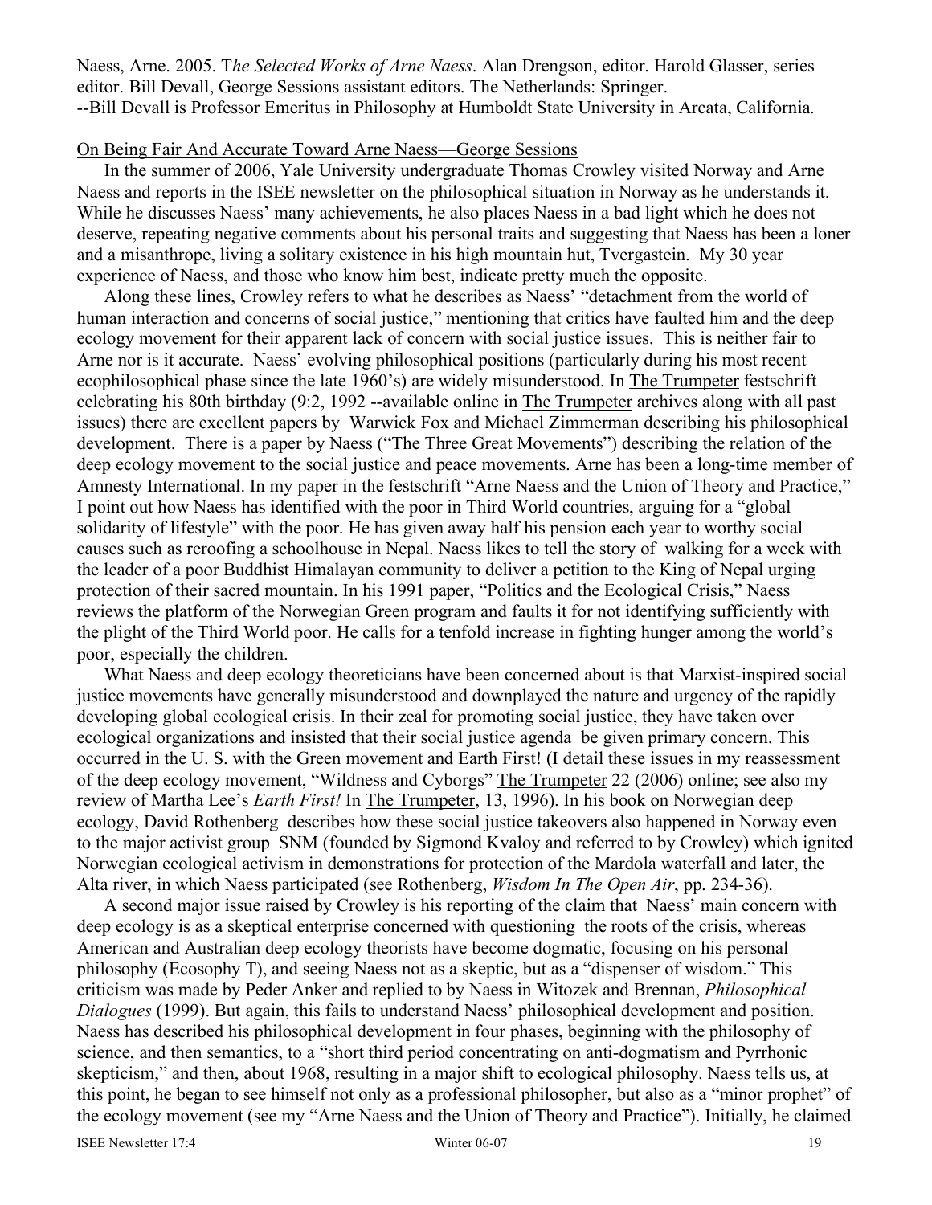Naess, Arne. 2005. T*he Selected Works of Arne Naess*. Alan Drengson, editor. Harold Glasser, series editor. Bill Devall, George Sessions assistant editors. The Netherlands: Springer.
--Bill Devall is Professor Emeritus in Philosophy at Humboldt State University in Arcata, California.

<u>On Being Fair And Accurate Toward Arne Naess—George Sessions</u>

In the summer of 2006, Yale University undergraduate Thomas Crowley visited Norway and Arne Naess and reports in the ISEE newsletter on the philosophical situation in Norway as he understands it. While he discusses Naess' many achievements, he also places Naess in a bad light which he does not deserve, repeating negative comments about his personal traits and suggesting that Naess has been a loner and a misanthrope, living a solitary existence in his high mountain hut, Tvergastein. My 30 year experience of Naess, and those who know him best, indicate pretty much the opposite.

Along these lines, Crowley refers to what he describes as Naess' "detachment from the world of human interaction and concerns of social justice," mentioning that critics have faulted him and the deep ecology movement for their apparent lack of concern with social justice issues. This is neither fair to Arne nor is it accurate. Naess' evolving philosophical positions (particularly during his most recent ecophilosophical phase since the late 1960's) are widely misunderstood. In <u>The Trumpeter</u> festschrift celebrating his 80th birthday (9:2, 1992 --available online in <u>The Trumpeter</u> archives along with all past issues) there are excellent papers by Warwick Fox and Michael Zimmerman describing his philosophical development. There is a paper by Naess ("The Three Great Movements") describing the relation of the deep ecology movement to the social justice and peace movements. Arne has been a long-time member of Amnesty International. In my paper in the festschrift "Arne Naess and the Union of Theory and Practice," I point out how Naess has identified with the poor in Third World countries, arguing for a "global solidarity of lifestyle" with the poor. He has given away half his pension each year to worthy social causes such as reroofing a schoolhouse in Nepal. Naess likes to tell the story of walking for a week with the leader of a poor Buddhist Himalayan community to deliver a petition to the King of Nepal urging protection of their sacred mountain. In his 1991 paper, "Politics and the Ecological Crisis," Naess reviews the platform of the Norwegian Green program and faults it for not identifying sufficiently with the plight of the Third World poor. He calls for a tenfold increase in fighting hunger among the world's poor, especially the children.

What Naess and deep ecology theoreticians have been concerned about is that Marxist-inspired social justice movements have generally misunderstood and downplayed the nature and urgency of the rapidly developing global ecological crisis. In their zeal for promoting social justice, they have taken over ecological organizations and insisted that their social justice agenda be given primary concern. This occurred in the U. S. with the Green movement and Earth First! (I detail these issues in my reassessment of the deep ecology movement, "Wildness and Cyborgs" <u>The Trumpeter</u> 22 (2006) online; see also my review of Martha Lee's *Earth First!* In <u>The Trumpeter</u>, 13, 1996). In his book on Norwegian deep ecology, David Rothenberg describes how these social justice takeovers also happened in Norway even to the major activist group SNM (founded by Sigmond Kvaloy and referred to by Crowley) which ignited Norwegian ecological activism in demonstrations for protection of the Mardola waterfall and later, the Alta river, in which Naess participated (see Rothenberg, *Wisdom In The Open Air*, pp. 234-36).

A second major issue raised by Crowley is his reporting of the claim that Naess' main concern with deep ecology is as a skeptical enterprise concerned with questioning the roots of the crisis, whereas American and Australian deep ecology theorists have become dogmatic, focusing on his personal philosophy (Ecosophy T), and seeing Naess not as a skeptic, but as a "dispenser of wisdom." This criticism was made by Peder Anker and replied to by Naess in Witozek and Brennan, *Philosophical Dialogues* (1999). But again, this fails to understand Naess' philosophical development and position. Naess has described his philosophical development in four phases, beginning with the philosophy of science, and then semantics, to a "short third period concentrating on anti-dogmatism and Pyrrhonic skepticism," and then, about 1968, resulting in a major shift to ecological philosophy. Naess tells us, at this point, he began to see himself not only as a professional philosopher, but also as a "minor prophet" of the ecology movement (see my "Arne Naess and the Union of Theory and Practice"). Initially, he claimed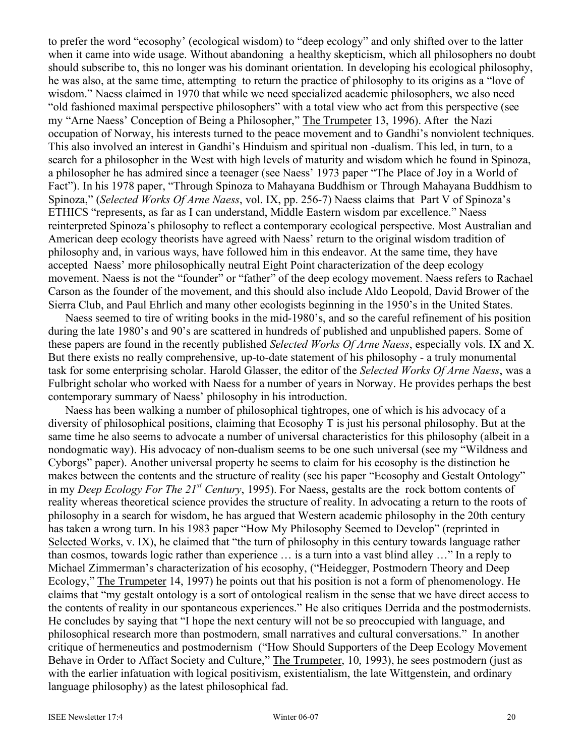to prefer the word "ecosophy' (ecological wisdom) to "deep ecology" and only shifted over to the latter when it came into wide usage. Without abandoning a healthy skepticism, which all philosophers no doubt should subscribe to, this no longer was his dominant orientation. In developing his ecological philosophy, he was also, at the same time, attempting to return the practice of philosophy to its origins as a "love of wisdom." Naess claimed in 1970 that while we need specialized academic philosophers, we also need "old fashioned maximal perspective philosophers" with a total view who act from this perspective (see my "Arne Naess' Conception of Being a Philosopher," The Trumpeter 13, 1996). After the Nazi occupation of Norway, his interests turned to the peace movement and to Gandhi's nonviolent techniques. This also involved an interest in Gandhi's Hinduism and spiritual non -dualism. This led, in turn, to a search for a philosopher in the West with high levels of maturity and wisdom which he found in Spinoza, a philosopher he has admired since a teenager (see Naess' 1973 paper "The Place of Joy in a World of Fact"). In his 1978 paper, "Through Spinoza to Mahayana Buddhism or Through Mahayana Buddhism to Spinoza," (*Selected Works Of Arne Naess*, vol. IX, pp. 256-7) Naess claims that Part V of Spinoza's ETHICS "represents, as far as I can understand, Middle Eastern wisdom par excellence." Naess reinterpreted Spinoza's philosophy to reflect a contemporary ecological perspective. Most Australian and American deep ecology theorists have agreed with Naess' return to the original wisdom tradition of philosophy and, in various ways, have followed him in this endeavor. At the same time, they have accepted Naess' more philosophically neutral Eight Point characterization of the deep ecology movement. Naess is not the "founder" or "father" of the deep ecology movement. Naess refers to Rachael Carson as the founder of the movement, and this should also include Aldo Leopold, David Brower of the Sierra Club, and Paul Ehrlich and many other ecologists beginning in the 1950's in the United States.

Naess seemed to tire of writing books in the mid-1980's, and so the careful refinement of his position during the late 1980's and 90's are scattered in hundreds of published and unpublished papers. Some of these papers are found in the recently published *Selected Works Of Arne Naess*, especially vols. IX and X. But there exists no really comprehensive, up-to-date statement of his philosophy - a truly monumental task for some enterprising scholar. Harold Glasser, the editor of the *Selected Works Of Arne Naess*, was a Fulbright scholar who worked with Naess for a number of years in Norway. He provides perhaps the best contemporary summary of Naess' philosophy in his introduction.

Naess has been walking a number of philosophical tightropes, one of which is his advocacy of a diversity of philosophical positions, claiming that Ecosophy T is just his personal philosophy. But at the same time he also seems to advocate a number of universal characteristics for this philosophy (albeit in a nondogmatic way). His advocacy of non-dualism seems to be one such universal (see my "Wildness and Cyborgs" paper). Another universal property he seems to claim for his ecosophy is the distinction he makes between the contents and the structure of reality (see his paper "Ecosophy and Gestalt Ontology" in my *Deep Ecology For The 21st Century*, 1995). For Naess, gestalts are the rock bottom contents of reality whereas theoretical science provides the structure of reality. In advocating a return to the roots of philosophy in a search for wisdom, he has argued that Western academic philosophy in the 20th century has taken a wrong turn. In his 1983 paper "How My Philosophy Seemed to Develop" (reprinted in Selected Works, v. IX), he claimed that "the turn of philosophy in this century towards language rather than cosmos, towards logic rather than experience … is a turn into a vast blind alley …" In a reply to Michael Zimmerman's characterization of his ecosophy, ("Heidegger, Postmodern Theory and Deep Ecology," The Trumpeter 14, 1997) he points out that his position is not a form of phenomenology. He claims that "my gestalt ontology is a sort of ontological realism in the sense that we have direct access to the contents of reality in our spontaneous experiences." He also critiques Derrida and the postmodernists. He concludes by saying that "I hope the next century will not be so preoccupied with language, and philosophical research more than postmodern, small narratives and cultural conversations." In another critique of hermeneutics and postmodernism ("How Should Supporters of the Deep Ecology Movement Behave in Order to Affact Society and Culture," The Trumpeter, 10, 1993), he sees postmodern (just as with the earlier infatuation with logical positivism, existentialism, the late Wittgenstein, and ordinary language philosophy) as the latest philosophical fad.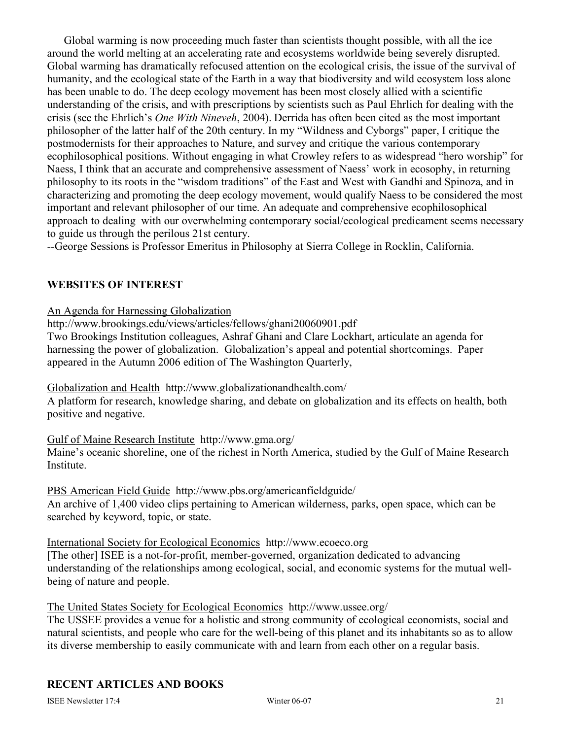Global warming is now proceeding much faster than scientists thought possible, with all the ice around the world melting at an accelerating rate and ecosystems worldwide being severely disrupted. Global warming has dramatically refocused attention on the ecological crisis, the issue of the survival of humanity, and the ecological state of the Earth in a way that biodiversity and wild ecosystem loss alone has been unable to do. The deep ecology movement has been most closely allied with a scientific understanding of the crisis, and with prescriptions by scientists such as Paul Ehrlich for dealing with the crisis (see the Ehrlich's *One With Nineveh*, 2004). Derrida has often been cited as the most important philosopher of the latter half of the 20th century. In my "Wildness and Cyborgs" paper, I critique the postmodernists for their approaches to Nature, and survey and critique the various contemporary ecophilosophical positions. Without engaging in what Crowley refers to as widespread "hero worship" for Naess, I think that an accurate and comprehensive assessment of Naess' work in ecosophy, in returning philosophy to its roots in the "wisdom traditions" of the East and West with Gandhi and Spinoza, and in characterizing and promoting the deep ecology movement, would qualify Naess to be considered the most important and relevant philosopher of our time. An adequate and comprehensive ecophilosophical approach to dealing with our overwhelming contemporary social/ecological predicament seems necessary to guide us through the perilous 21st century.

--George Sessions is Professor Emeritus in Philosophy at Sierra College in Rocklin, California.

## WEBSITES OF INTEREST

An Agenda for Harnessing Globalization
http://www.brookings.edu/views/articles/fellows/ghani20060901.pdf
Two Brookings Institution colleagues, Ashraf Ghani and Clare Lockhart, articulate an agenda for harnessing the power of globalization. Globalization's appeal and potential shortcomings. Paper appeared in the Autumn 2006 edition of The Washington Quarterly,

Globalization and Health http://www.globalizationandhealth.com/
A platform for research, knowledge sharing, and debate on globalization and its effects on health, both positive and negative.

Gulf of Maine Research Institute http://www.gma.org/
Maine's oceanic shoreline, one of the richest in North America, studied by the Gulf of Maine Research Institute.

PBS American Field Guide http://www.pbs.org/americanfieldguide/
An archive of 1,400 video clips pertaining to American wilderness, parks, open space, which can be searched by keyword, topic, or state.

International Society for Ecological Economics http://www.ecoeco.org
[The other] ISEE is a not-for-profit, member-governed, organization dedicated to advancing understanding of the relationships among ecological, social, and economic systems for the mutual well-being of nature and people.

The United States Society for Ecological Economics http://www.ussee.org/
The USSEE provides a venue for a holistic and strong community of ecological economists, social and natural scientists, and people who care for the well-being of this planet and its inhabitants so as to allow its diverse membership to easily communicate with and learn from each other on a regular basis.

## RECENT ARTICLES AND BOOKS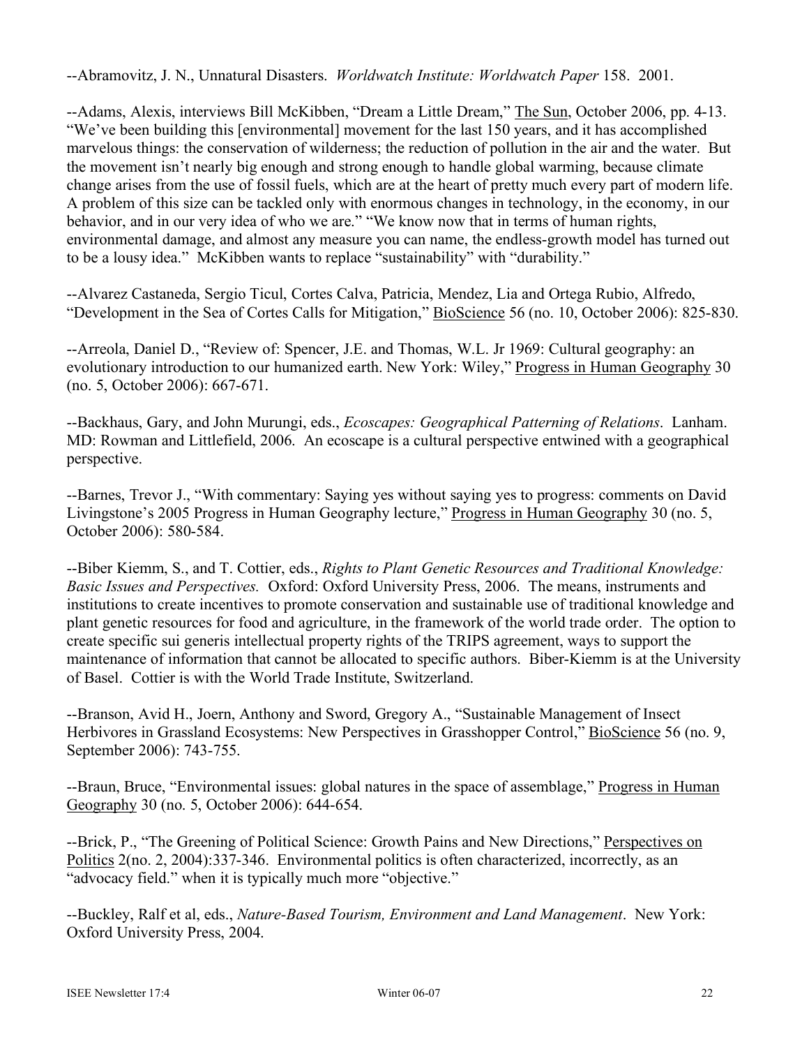--Abramovitz, J. N., Unnatural Disasters. *Worldwatch Institute: Worldwatch Paper* 158. 2001.

--Adams, Alexis, interviews Bill McKibben, "Dream a Little Dream," The Sun, October 2006, pp. 4-13. "We've been building this [environmental] movement for the last 150 years, and it has accomplished marvelous things: the conservation of wilderness; the reduction of pollution in the air and the water. But the movement isn't nearly big enough and strong enough to handle global warming, because climate change arises from the use of fossil fuels, which are at the heart of pretty much every part of modern life. A problem of this size can be tackled only with enormous changes in technology, in the economy, in our behavior, and in our very idea of who we are." "We know now that in terms of human rights, environmental damage, and almost any measure you can name, the endless-growth model has turned out to be a lousy idea." McKibben wants to replace "sustainability" with "durability."

--Alvarez Castaneda, Sergio Ticul, Cortes Calva, Patricia, Mendez, Lia and Ortega Rubio, Alfredo, "Development in the Sea of Cortes Calls for Mitigation," BioScience 56 (no. 10, October 2006): 825-830.

--Arreola, Daniel D., "Review of: Spencer, J.E. and Thomas, W.L. Jr 1969: Cultural geography: an evolutionary introduction to our humanized earth. New York: Wiley," Progress in Human Geography 30 (no. 5, October 2006): 667-671.

--Backhaus, Gary, and John Murungi, eds., *Ecoscapes: Geographical Patterning of Relations*. Lanham. MD: Rowman and Littlefield, 2006. An ecoscape is a cultural perspective entwined with a geographical perspective.

--Barnes, Trevor J., "With commentary: Saying yes without saying yes to progress: comments on David Livingstone's 2005 Progress in Human Geography lecture," Progress in Human Geography 30 (no. 5, October 2006): 580-584.

--Biber Kiemm, S., and T. Cottier, eds., *Rights to Plant Genetic Resources and Traditional Knowledge: Basic Issues and Perspectives.* Oxford: Oxford University Press, 2006. The means, instruments and institutions to create incentives to promote conservation and sustainable use of traditional knowledge and plant genetic resources for food and agriculture, in the framework of the world trade order. The option to create specific sui generis intellectual property rights of the TRIPS agreement, ways to support the maintenance of information that cannot be allocated to specific authors. Biber-Kiemm is at the University of Basel. Cottier is with the World Trade Institute, Switzerland.

--Branson, Avid H., Joern, Anthony and Sword, Gregory A., "Sustainable Management of Insect Herbivores in Grassland Ecosystems: New Perspectives in Grasshopper Control," BioScience 56 (no. 9, September 2006): 743-755.

--Braun, Bruce, "Environmental issues: global natures in the space of assemblage," Progress in Human Geography 30 (no. 5, October 2006): 644-654.

--Brick, P., "The Greening of Political Science: Growth Pains and New Directions," Perspectives on Politics 2(no. 2, 2004):337-346. Environmental politics is often characterized, incorrectly, as an "advocacy field." when it is typically much more "objective."

--Buckley, Ralf et al, eds., *Nature-Based Tourism, Environment and Land Management*. New York: Oxford University Press, 2004.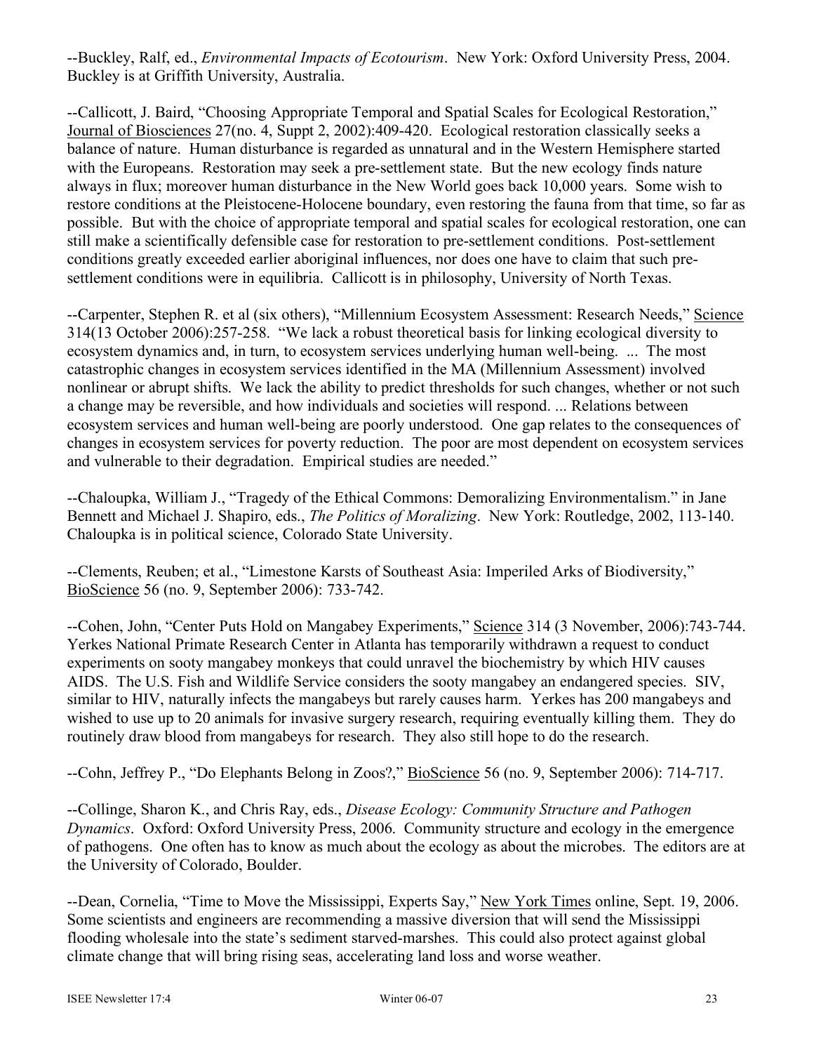--Buckley, Ralf, ed., *Environmental Impacts of Ecotourism*. New York: Oxford University Press, 2004. Buckley is at Griffith University, Australia.

--Callicott, J. Baird, "Choosing Appropriate Temporal and Spatial Scales for Ecological Restoration," Journal of Biosciences 27(no. 4, Suppt 2, 2002):409-420. Ecological restoration classically seeks a balance of nature. Human disturbance is regarded as unnatural and in the Western Hemisphere started with the Europeans. Restoration may seek a pre-settlement state. But the new ecology finds nature always in flux; moreover human disturbance in the New World goes back 10,000 years. Some wish to restore conditions at the Pleistocene-Holocene boundary, even restoring the fauna from that time, so far as possible. But with the choice of appropriate temporal and spatial scales for ecological restoration, one can still make a scientifically defensible case for restoration to pre-settlement conditions. Post-settlement conditions greatly exceeded earlier aboriginal influences, nor does one have to claim that such pre-settlement conditions were in equilibria. Callicott is in philosophy, University of North Texas.

--Carpenter, Stephen R. et al (six others), "Millennium Ecosystem Assessment: Research Needs," Science 314(13 October 2006):257-258. "We lack a robust theoretical basis for linking ecological diversity to ecosystem dynamics and, in turn, to ecosystem services underlying human well-being. ... The most catastrophic changes in ecosystem services identified in the MA (Millennium Assessment) involved nonlinear or abrupt shifts. We lack the ability to predict thresholds for such changes, whether or not such a change may be reversible, and how individuals and societies will respond. ... Relations between ecosystem services and human well-being are poorly understood. One gap relates to the consequences of changes in ecosystem services for poverty reduction. The poor are most dependent on ecosystem services and vulnerable to their degradation. Empirical studies are needed."

--Chaloupka, William J., "Tragedy of the Ethical Commons: Demoralizing Environmentalism." in Jane Bennett and Michael J. Shapiro, eds., *The Politics of Moralizing*. New York: Routledge, 2002, 113-140. Chaloupka is in political science, Colorado State University.

--Clements, Reuben; et al., "Limestone Karsts of Southeast Asia: Imperiled Arks of Biodiversity," BioScience 56 (no. 9, September 2006): 733-742.

--Cohen, John, "Center Puts Hold on Mangabey Experiments," Science 314 (3 November, 2006):743-744. Yerkes National Primate Research Center in Atlanta has temporarily withdrawn a request to conduct experiments on sooty mangabey monkeys that could unravel the biochemistry by which HIV causes AIDS. The U.S. Fish and Wildlife Service considers the sooty mangabey an endangered species. SIV, similar to HIV, naturally infects the mangabeys but rarely causes harm. Yerkes has 200 mangabeys and wished to use up to 20 animals for invasive surgery research, requiring eventually killing them. They do routinely draw blood from mangabeys for research. They also still hope to do the research.

--Cohn, Jeffrey P., "Do Elephants Belong in Zoos?," BioScience 56 (no. 9, September 2006): 714-717.

--Collinge, Sharon K., and Chris Ray, eds., *Disease Ecology: Community Structure and Pathogen Dynamics*. Oxford: Oxford University Press, 2006. Community structure and ecology in the emergence of pathogens. One often has to know as much about the ecology as about the microbes. The editors are at the University of Colorado, Boulder.

--Dean, Cornelia, "Time to Move the Mississippi, Experts Say," New York Times online, Sept. 19, 2006. Some scientists and engineers are recommending a massive diversion that will send the Mississippi flooding wholesale into the state's sediment starved-marshes. This could also protect against global climate change that will bring rising seas, accelerating land loss and worse weather.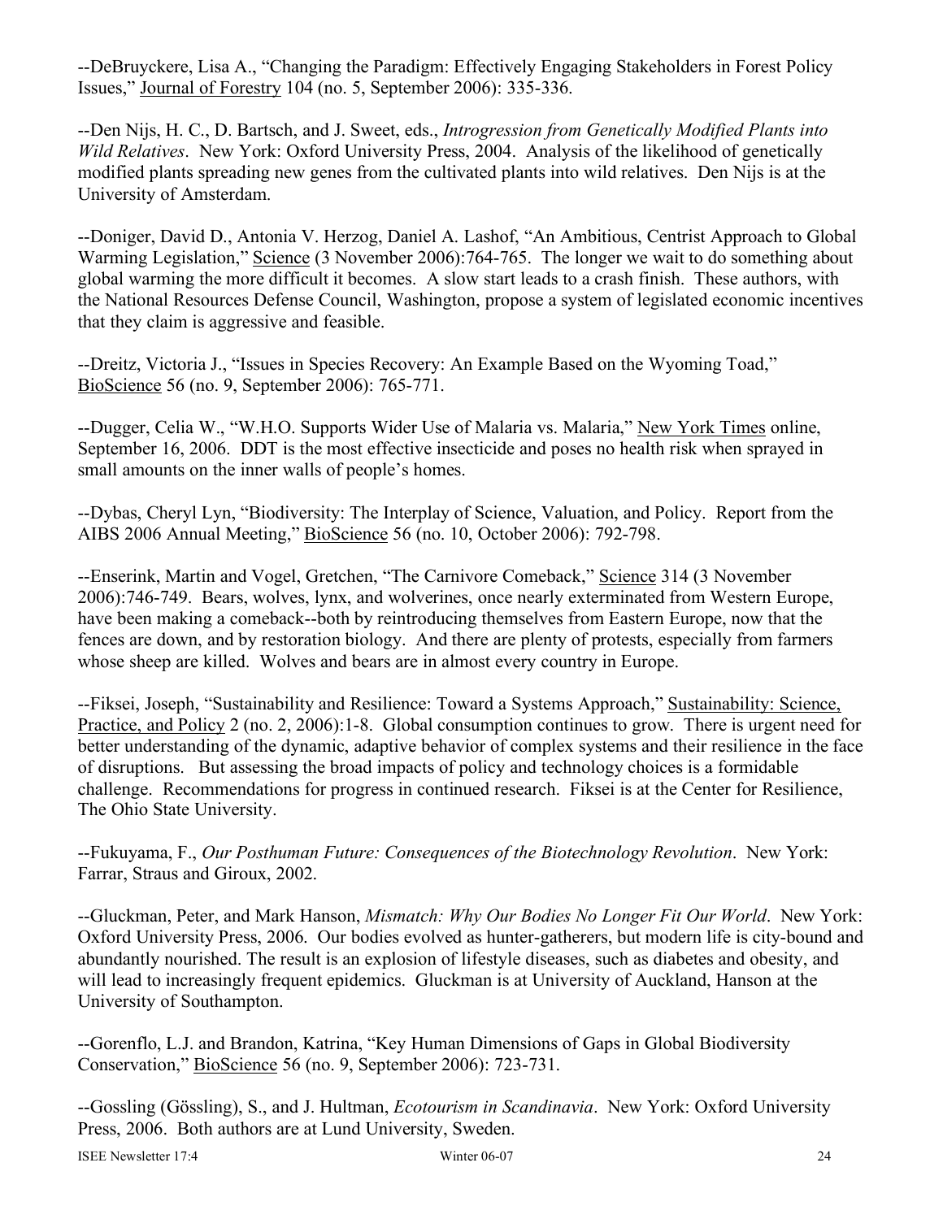--DeBruyckere, Lisa A., "Changing the Paradigm: Effectively Engaging Stakeholders in Forest Policy Issues," Journal of Forestry 104 (no. 5, September 2006): 335-336.

--Den Nijs, H. C., D. Bartsch, and J. Sweet, eds., *Introgression from Genetically Modified Plants into Wild Relatives*. New York: Oxford University Press, 2004. Analysis of the likelihood of genetically modified plants spreading new genes from the cultivated plants into wild relatives. Den Nijs is at the University of Amsterdam.

--Doniger, David D., Antonia V. Herzog, Daniel A. Lashof, "An Ambitious, Centrist Approach to Global Warming Legislation," Science (3 November 2006):764-765. The longer we wait to do something about global warming the more difficult it becomes. A slow start leads to a crash finish. These authors, with the National Resources Defense Council, Washington, propose a system of legislated economic incentives that they claim is aggressive and feasible.

--Dreitz, Victoria J., "Issues in Species Recovery: An Example Based on the Wyoming Toad," BioScience 56 (no. 9, September 2006): 765-771.

--Dugger, Celia W., "W.H.O. Supports Wider Use of Malaria vs. Malaria," New York Times online, September 16, 2006. DDT is the most effective insecticide and poses no health risk when sprayed in small amounts on the inner walls of people's homes.

--Dybas, Cheryl Lyn, "Biodiversity: The Interplay of Science, Valuation, and Policy. Report from the AIBS 2006 Annual Meeting," BioScience 56 (no. 10, October 2006): 792-798.

--Enserink, Martin and Vogel, Gretchen, "The Carnivore Comeback," Science 314 (3 November 2006):746-749. Bears, wolves, lynx, and wolverines, once nearly exterminated from Western Europe, have been making a comeback--both by reintroducing themselves from Eastern Europe, now that the fences are down, and by restoration biology. And there are plenty of protests, especially from farmers whose sheep are killed. Wolves and bears are in almost every country in Europe.

--Fiksei, Joseph, "Sustainability and Resilience: Toward a Systems Approach," Sustainability: Science, Practice, and Policy 2 (no. 2, 2006):1-8. Global consumption continues to grow. There is urgent need for better understanding of the dynamic, adaptive behavior of complex systems and their resilience in the face of disruptions. But assessing the broad impacts of policy and technology choices is a formidable challenge. Recommendations for progress in continued research. Fiksei is at the Center for Resilience, The Ohio State University.

--Fukuyama, F., *Our Posthuman Future: Consequences of the Biotechnology Revolution*. New York: Farrar, Straus and Giroux, 2002.

--Gluckman, Peter, and Mark Hanson, *Mismatch: Why Our Bodies No Longer Fit Our World*. New York: Oxford University Press, 2006. Our bodies evolved as hunter-gatherers, but modern life is city-bound and abundantly nourished. The result is an explosion of lifestyle diseases, such as diabetes and obesity, and will lead to increasingly frequent epidemics. Gluckman is at University of Auckland, Hanson at the University of Southampton.

--Gorenflo, L.J. and Brandon, Katrina, "Key Human Dimensions of Gaps in Global Biodiversity Conservation," BioScience 56 (no. 9, September 2006): 723-731.

--Gossling (Gössling), S., and J. Hultman, *Ecotourism in Scandinavia*. New York: Oxford University Press, 2006. Both authors are at Lund University, Sweden.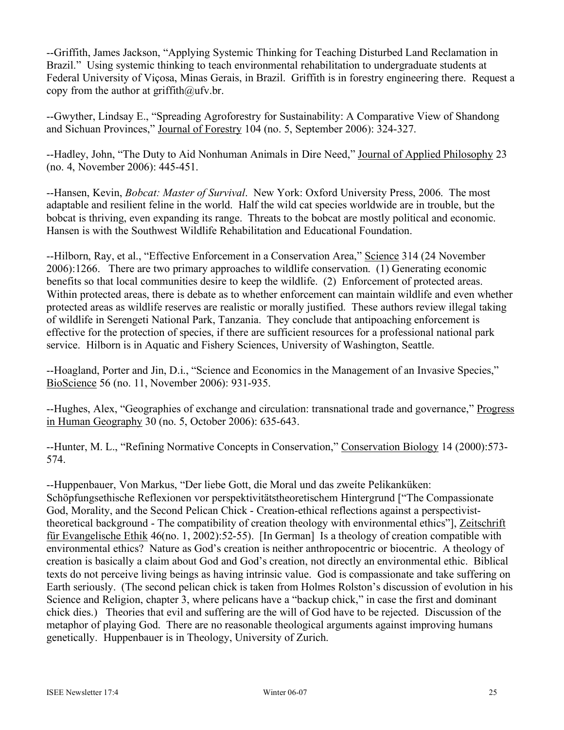--Griffith, James Jackson, "Applying Systemic Thinking for Teaching Disturbed Land Reclamation in Brazil." Using systemic thinking to teach environmental rehabilitation to undergraduate students at Federal University of Viçosa, Minas Gerais, in Brazil. Griffith is in forestry engineering there. Request a copy from the author at griffith@ufv.br.

--Gwyther, Lindsay E., "Spreading Agroforestry for Sustainability: A Comparative View of Shandong and Sichuan Provinces," Journal of Forestry 104 (no. 5, September 2006): 324-327.

--Hadley, John, "The Duty to Aid Nonhuman Animals in Dire Need," Journal of Applied Philosophy 23 (no. 4, November 2006): 445-451.

--Hansen, Kevin, *Bobcat: Master of Survival*. New York: Oxford University Press, 2006. The most adaptable and resilient feline in the world. Half the wild cat species worldwide are in trouble, but the bobcat is thriving, even expanding its range. Threats to the bobcat are mostly political and economic. Hansen is with the Southwest Wildlife Rehabilitation and Educational Foundation.

--Hilborn, Ray, et al., "Effective Enforcement in a Conservation Area," Science 314 (24 November 2006):1266. There are two primary approaches to wildlife conservation. (1) Generating economic benefits so that local communities desire to keep the wildlife. (2) Enforcement of protected areas. Within protected areas, there is debate as to whether enforcement can maintain wildlife and even whether protected areas as wildlife reserves are realistic or morally justified. These authors review illegal taking of wildlife in Serengeti National Park, Tanzania. They conclude that antipoaching enforcement is effective for the protection of species, if there are sufficient resources for a professional national park service. Hilborn is in Aquatic and Fishery Sciences, University of Washington, Seattle.

--Hoagland, Porter and Jin, D.i., "Science and Economics in the Management of an Invasive Species," BioScience 56 (no. 11, November 2006): 931-935.

--Hughes, Alex, "Geographies of exchange and circulation: transnational trade and governance," Progress in Human Geography 30 (no. 5, October 2006): 635-643.

--Hunter, M. L., "Refining Normative Concepts in Conservation," Conservation Biology 14 (2000):573-574.

--Huppenbauer, Von Markus, "Der liebe Gott, die Moral und das zweite Pelikanküken: Schöpfungsethische Reflexionen vor perspektivitätstheoretischem Hintergrund ["The Compassionate God, Morality, and the Second Pelican Chick - Creation-ethical reflections against a perspectivist-theoretical background - The compatibility of creation theology with environmental ethics"], Zeitschrift für Evangelische Ethik 46(no. 1, 2002):52-55). [In German] Is a theology of creation compatible with environmental ethics? Nature as God's creation is neither anthropocentric or biocentric. A theology of creation is basically a claim about God and God's creation, not directly an environmental ethic. Biblical texts do not perceive living beings as having intrinsic value. God is compassionate and take suffering on Earth seriously. (The second pelican chick is taken from Holmes Rolston's discussion of evolution in his Science and Religion, chapter 3, where pelicans have a "backup chick," in case the first and dominant chick dies.) Theories that evil and suffering are the will of God have to be rejected. Discussion of the metaphor of playing God. There are no reasonable theological arguments against improving humans genetically. Huppenbauer is in Theology, University of Zurich.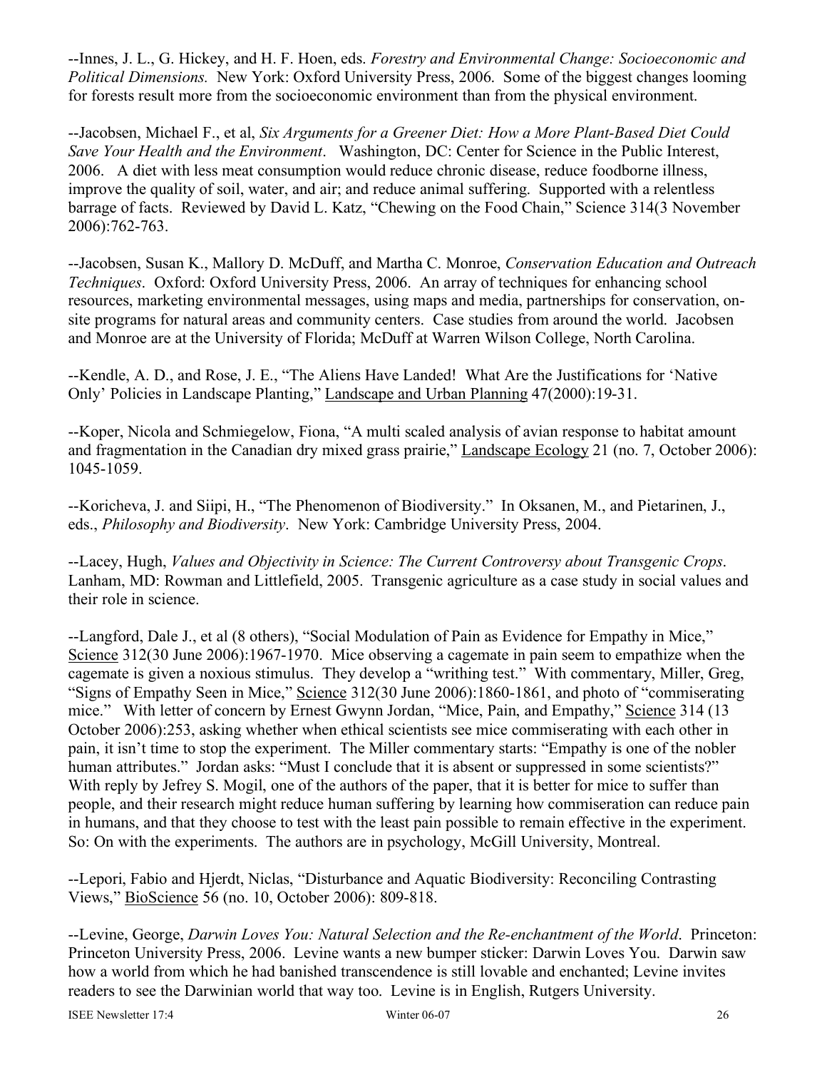--Innes, J. L., G. Hickey, and H. F. Hoen, eds. *Forestry and Environmental Change: Socioeconomic and Political Dimensions.* New York: Oxford University Press, 2006. Some of the biggest changes looming for forests result more from the socioeconomic environment than from the physical environment.

--Jacobsen, Michael F., et al, *Six Arguments for a Greener Diet: How a More Plant-Based Diet Could Save Your Health and the Environment*. Washington, DC: Center for Science in the Public Interest, 2006. A diet with less meat consumption would reduce chronic disease, reduce foodborne illness, improve the quality of soil, water, and air; and reduce animal suffering. Supported with a relentless barrage of facts. Reviewed by David L. Katz, "Chewing on the Food Chain," Science 314(3 November 2006):762-763.

--Jacobsen, Susan K., Mallory D. McDuff, and Martha C. Monroe, *Conservation Education and Outreach Techniques*. Oxford: Oxford University Press, 2006. An array of techniques for enhancing school resources, marketing environmental messages, using maps and media, partnerships for conservation, on-site programs for natural areas and community centers. Case studies from around the world. Jacobsen and Monroe are at the University of Florida; McDuff at Warren Wilson College, North Carolina.

--Kendle, A. D., and Rose, J. E., "The Aliens Have Landed! What Are the Justifications for 'Native Only' Policies in Landscape Planting," Landscape and Urban Planning 47(2000):19-31.

--Koper, Nicola and Schmiegelow, Fiona, "A multi scaled analysis of avian response to habitat amount and fragmentation in the Canadian dry mixed grass prairie," Landscape Ecology 21 (no. 7, October 2006): 1045-1059.

--Koricheva, J. and Siipi, H., "The Phenomenon of Biodiversity." In Oksanen, M., and Pietarinen, J., eds., *Philosophy and Biodiversity*. New York: Cambridge University Press, 2004.

--Lacey, Hugh, *Values and Objectivity in Science: The Current Controversy about Transgenic Crops*. Lanham, MD: Rowman and Littlefield, 2005. Transgenic agriculture as a case study in social values and their role in science.

--Langford, Dale J., et al (8 others), "Social Modulation of Pain as Evidence for Empathy in Mice," Science 312(30 June 2006):1967-1970. Mice observing a cagemate in pain seem to empathize when the cagemate is given a noxious stimulus. They develop a "writhing test." With commentary, Miller, Greg, "Signs of Empathy Seen in Mice," Science 312(30 June 2006):1860-1861, and photo of "commiserating mice." With letter of concern by Ernest Gwynn Jordan, "Mice, Pain, and Empathy," Science 314 (13 October 2006):253, asking whether when ethical scientists see mice commiserating with each other in pain, it isn't time to stop the experiment. The Miller commentary starts: "Empathy is one of the nobler human attributes." Jordan asks: "Must I conclude that it is absent or suppressed in some scientists?" With reply by Jefrey S. Mogil, one of the authors of the paper, that it is better for mice to suffer than people, and their research might reduce human suffering by learning how commiseration can reduce pain in humans, and that they choose to test with the least pain possible to remain effective in the experiment. So: On with the experiments. The authors are in psychology, McGill University, Montreal.

--Lepori, Fabio and Hjerdt, Niclas, "Disturbance and Aquatic Biodiversity: Reconciling Contrasting Views," BioScience 56 (no. 10, October 2006): 809-818.

--Levine, George, *Darwin Loves You: Natural Selection and the Re-enchantment of the World*. Princeton: Princeton University Press, 2006. Levine wants a new bumper sticker: Darwin Loves You. Darwin saw how a world from which he had banished transcendence is still lovable and enchanted; Levine invites readers to see the Darwinian world that way too. Levine is in English, Rutgers University.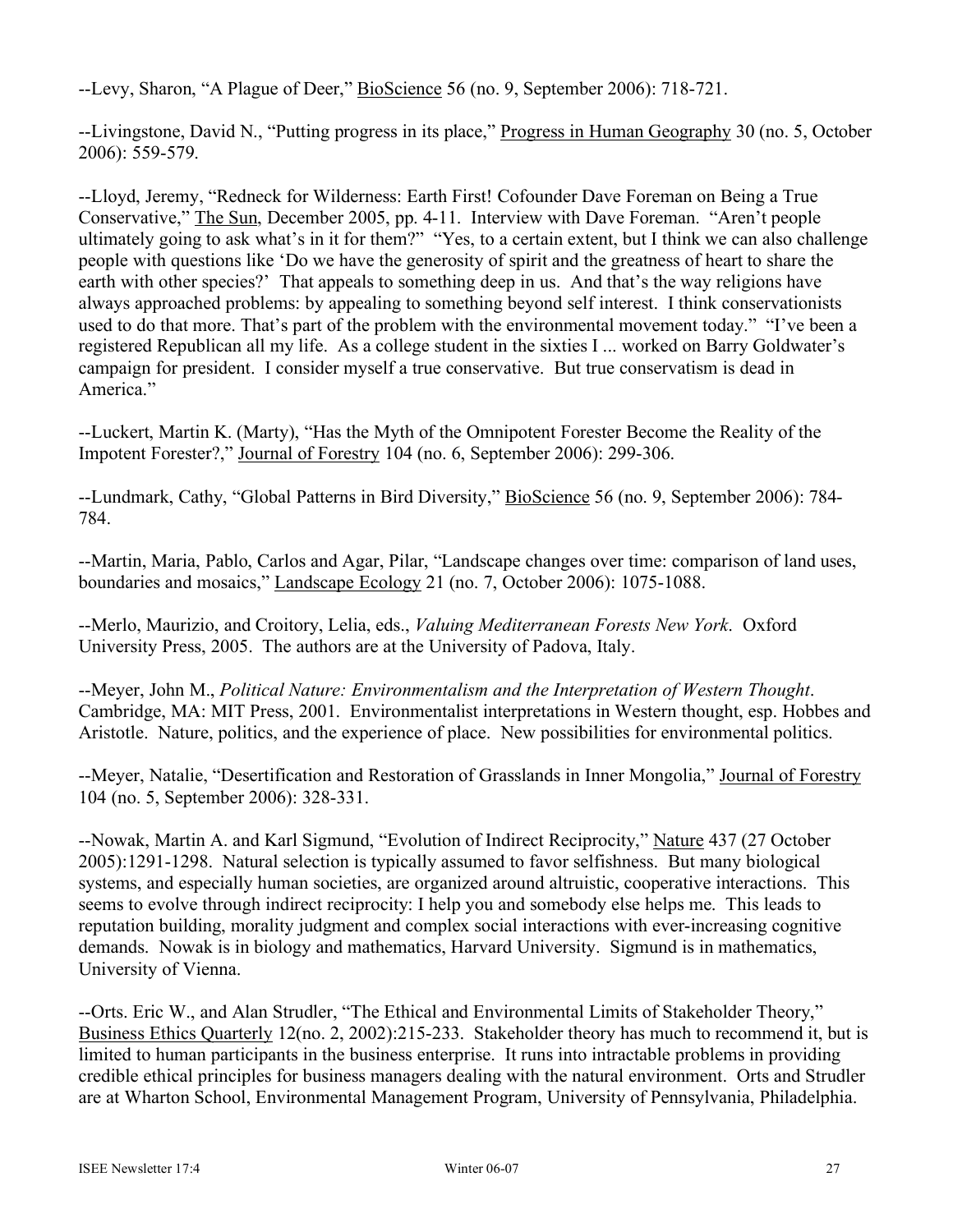--Levy, Sharon, "A Plague of Deer," BioScience 56 (no. 9, September 2006): 718-721.

--Livingstone, David N., "Putting progress in its place," Progress in Human Geography 30 (no. 5, October 2006): 559-579.

--Lloyd, Jeremy, "Redneck for Wilderness: Earth First! Cofounder Dave Foreman on Being a True Conservative," The Sun, December 2005, pp. 4-11. Interview with Dave Foreman. "Aren't people ultimately going to ask what's in it for them?" "Yes, to a certain extent, but I think we can also challenge people with questions like 'Do we have the generosity of spirit and the greatness of heart to share the earth with other species?' That appeals to something deep in us. And that's the way religions have always approached problems: by appealing to something beyond self interest. I think conservationists used to do that more. That's part of the problem with the environmental movement today." "I've been a registered Republican all my life. As a college student in the sixties I ... worked on Barry Goldwater's campaign for president. I consider myself a true conservative. But true conservatism is dead in America."

--Luckert, Martin K. (Marty), "Has the Myth of the Omnipotent Forester Become the Reality of the Impotent Forester?," Journal of Forestry 104 (no. 6, September 2006): 299-306.

--Lundmark, Cathy, "Global Patterns in Bird Diversity," BioScience 56 (no. 9, September 2006): 784-784.

--Martin, Maria, Pablo, Carlos and Agar, Pilar, "Landscape changes over time: comparison of land uses, boundaries and mosaics," Landscape Ecology 21 (no. 7, October 2006): 1075-1088.

--Merlo, Maurizio, and Croitory, Lelia, eds., *Valuing Mediterranean Forests New York*. Oxford University Press, 2005. The authors are at the University of Padova, Italy.

--Meyer, John M., *Political Nature: Environmentalism and the Interpretation of Western Thought*. Cambridge, MA: MIT Press, 2001. Environmentalist interpretations in Western thought, esp. Hobbes and Aristotle. Nature, politics, and the experience of place. New possibilities for environmental politics.

--Meyer, Natalie, "Desertification and Restoration of Grasslands in Inner Mongolia," Journal of Forestry 104 (no. 5, September 2006): 328-331.

--Nowak, Martin A. and Karl Sigmund, "Evolution of Indirect Reciprocity," Nature 437 (27 October 2005):1291-1298. Natural selection is typically assumed to favor selfishness. But many biological systems, and especially human societies, are organized around altruistic, cooperative interactions. This seems to evolve through indirect reciprocity: I help you and somebody else helps me. This leads to reputation building, morality judgment and complex social interactions with ever-increasing cognitive demands. Nowak is in biology and mathematics, Harvard University. Sigmund is in mathematics, University of Vienna.

--Orts. Eric W., and Alan Strudler, "The Ethical and Environmental Limits of Stakeholder Theory," Business Ethics Quarterly 12(no. 2, 2002):215-233. Stakeholder theory has much to recommend it, but is limited to human participants in the business enterprise. It runs into intractable problems in providing credible ethical principles for business managers dealing with the natural environment. Orts and Strudler are at Wharton School, Environmental Management Program, University of Pennsylvania, Philadelphia.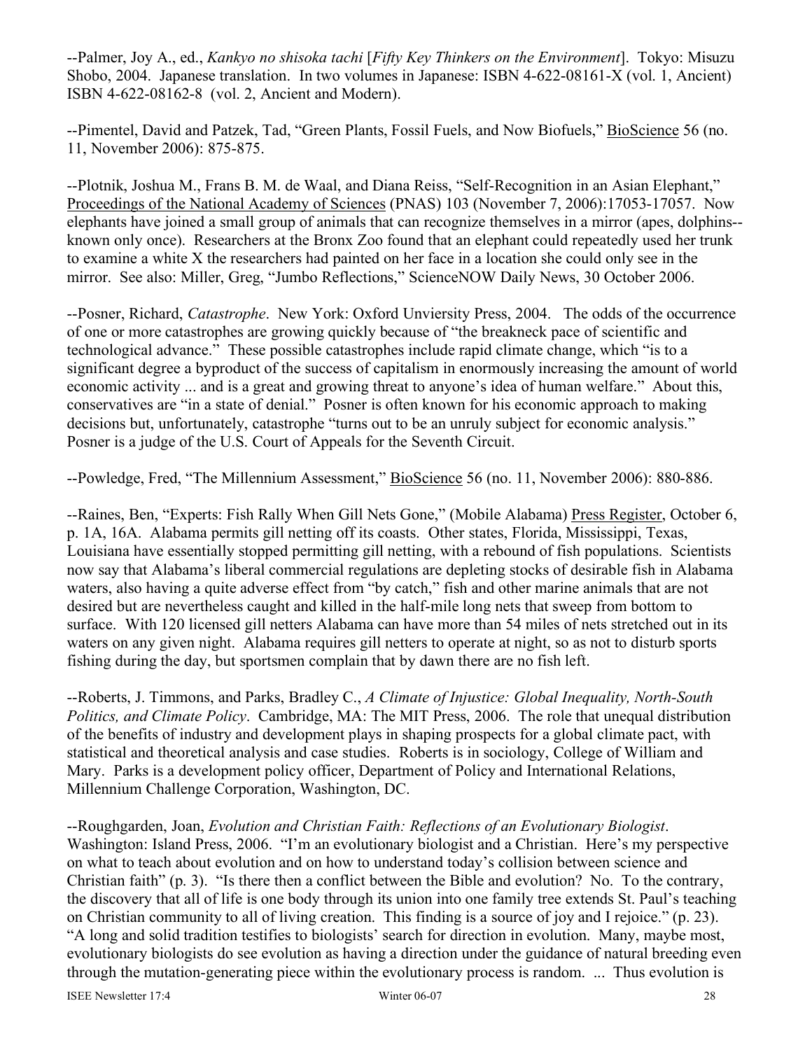--Palmer, Joy A., ed., *Kankyo no shisoka tachi* [*Fifty Key Thinkers on the Environment*]. Tokyo: Misuzu Shobo, 2004. Japanese translation. In two volumes in Japanese: ISBN 4-622-08161-X (vol. 1, Ancient) ISBN 4-622-08162-8 (vol. 2, Ancient and Modern).

--Pimentel, David and Patzek, Tad, "Green Plants, Fossil Fuels, and Now Biofuels," BioScience 56 (no. 11, November 2006): 875-875.

--Plotnik, Joshua M., Frans B. M. de Waal, and Diana Reiss, "Self-Recognition in an Asian Elephant," Proceedings of the National Academy of Sciences (PNAS) 103 (November 7, 2006):17053-17057. Now elephants have joined a small group of animals that can recognize themselves in a mirror (apes, dolphins--known only once). Researchers at the Bronx Zoo found that an elephant could repeatedly used her trunk to examine a white X the researchers had painted on her face in a location she could only see in the mirror. See also: Miller, Greg, "Jumbo Reflections," ScienceNOW Daily News, 30 October 2006.

--Posner, Richard, *Catastrophe*. New York: Oxford Unviersity Press, 2004. The odds of the occurrence of one or more catastrophes are growing quickly because of "the breakneck pace of scientific and technological advance." These possible catastrophes include rapid climate change, which "is to a significant degree a byproduct of the success of capitalism in enormously increasing the amount of world economic activity ... and is a great and growing threat to anyone's idea of human welfare." About this, conservatives are "in a state of denial." Posner is often known for his economic approach to making decisions but, unfortunately, catastrophe "turns out to be an unruly subject for economic analysis." Posner is a judge of the U.S. Court of Appeals for the Seventh Circuit.

--Powledge, Fred, "The Millennium Assessment," BioScience 56 (no. 11, November 2006): 880-886.

--Raines, Ben, "Experts: Fish Rally When Gill Nets Gone," (Mobile Alabama) Press Register, October 6, p. 1A, 16A. Alabama permits gill netting off its coasts. Other states, Florida, Mississippi, Texas, Louisiana have essentially stopped permitting gill netting, with a rebound of fish populations. Scientists now say that Alabama's liberal commercial regulations are depleting stocks of desirable fish in Alabama waters, also having a quite adverse effect from "by catch," fish and other marine animals that are not desired but are nevertheless caught and killed in the half-mile long nets that sweep from bottom to surface. With 120 licensed gill netters Alabama can have more than 54 miles of nets stretched out in its waters on any given night. Alabama requires gill netters to operate at night, so as not to disturb sports fishing during the day, but sportsmen complain that by dawn there are no fish left.

--Roberts, J. Timmons, and Parks, Bradley C., *A Climate of Injustice: Global Inequality, North-South Politics, and Climate Policy*. Cambridge, MA: The MIT Press, 2006. The role that unequal distribution of the benefits of industry and development plays in shaping prospects for a global climate pact, with statistical and theoretical analysis and case studies. Roberts is in sociology, College of William and Mary. Parks is a development policy officer, Department of Policy and International Relations, Millennium Challenge Corporation, Washington, DC.

--Roughgarden, Joan, *Evolution and Christian Faith: Reflections of an Evolutionary Biologist*. Washington: Island Press, 2006. "I'm an evolutionary biologist and a Christian. Here's my perspective on what to teach about evolution and on how to understand today's collision between science and Christian faith" (p. 3). "Is there then a conflict between the Bible and evolution? No. To the contrary, the discovery that all of life is one body through its union into one family tree extends St. Paul's teaching on Christian community to all of living creation. This finding is a source of joy and I rejoice." (p. 23). "A long and solid tradition testifies to biologists' search for direction in evolution. Many, maybe most, evolutionary biologists do see evolution as having a direction under the guidance of natural breeding even through the mutation-generating piece within the evolutionary process is random. ... Thus evolution is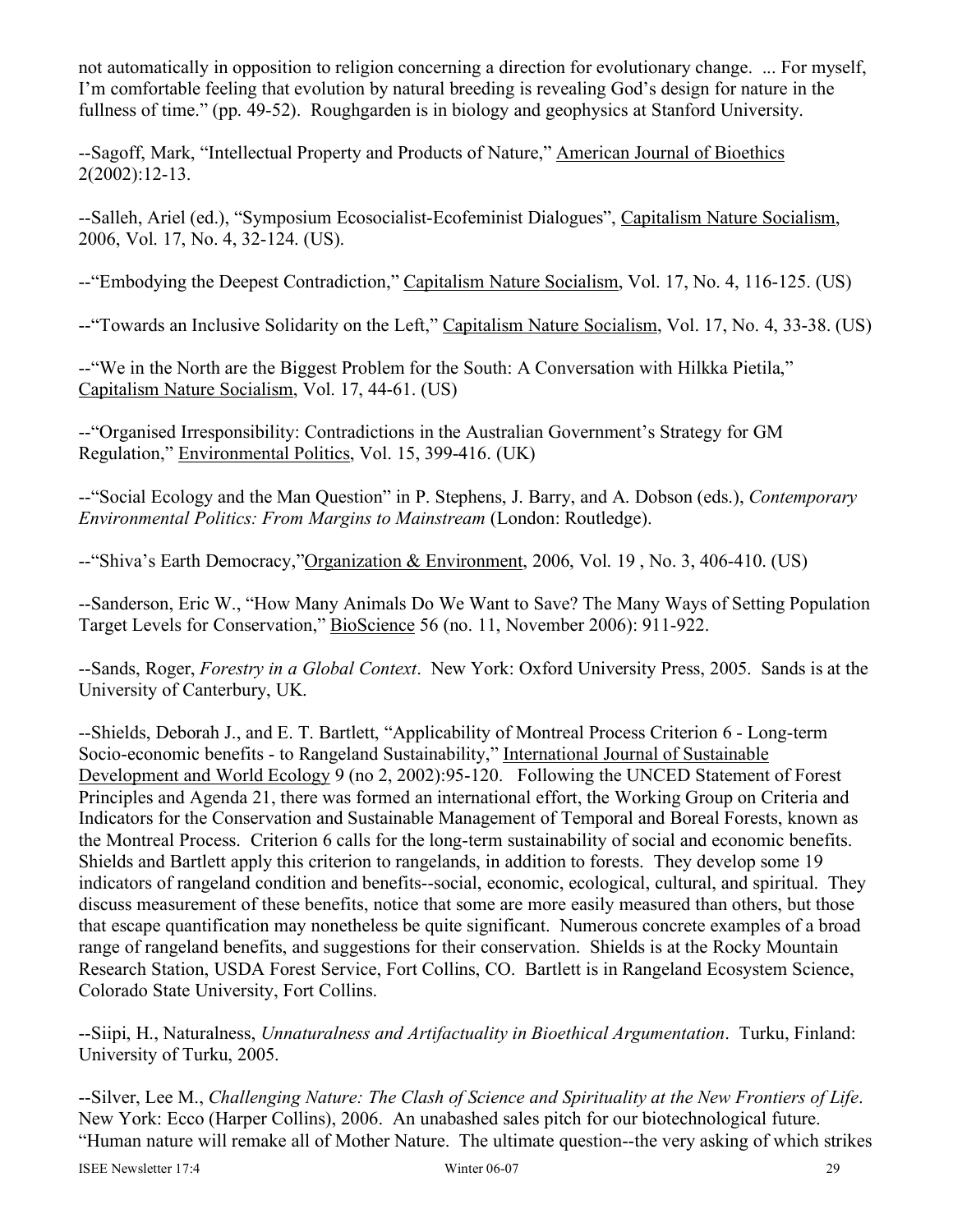not automatically in opposition to religion concerning a direction for evolutionary change. ... For myself, I'm comfortable feeling that evolution by natural breeding is revealing God's design for nature in the fullness of time." (pp. 49-52). Roughgarden is in biology and geophysics at Stanford University.

--Sagoff, Mark, "Intellectual Property and Products of Nature," American Journal of Bioethics 2(2002):12-13.

--Salleh, Ariel (ed.), "Symposium Ecosocialist-Ecofeminist Dialogues", Capitalism Nature Socialism, 2006, Vol. 17, No. 4, 32-124. (US).

--"Embodying the Deepest Contradiction," Capitalism Nature Socialism, Vol. 17, No. 4, 116-125. (US)

--"Towards an Inclusive Solidarity on the Left," Capitalism Nature Socialism, Vol. 17, No. 4, 33-38. (US)

--"We in the North are the Biggest Problem for the South: A Conversation with Hilkka Pietila," Capitalism Nature Socialism, Vol. 17, 44-61. (US)

--"Organised Irresponsibility: Contradictions in the Australian Government's Strategy for GM Regulation," Environmental Politics, Vol. 15, 399-416. (UK)

--"Social Ecology and the Man Question" in P. Stephens, J. Barry, and A. Dobson (eds.), *Contemporary Environmental Politics: From Margins to Mainstream* (London: Routledge).

--"Shiva's Earth Democracy,"Organization & Environment, 2006, Vol. 19 , No. 3, 406-410. (US)

--Sanderson, Eric W., "How Many Animals Do We Want to Save? The Many Ways of Setting Population Target Levels for Conservation," BioScience 56 (no. 11, November 2006): 911-922.

--Sands, Roger, *Forestry in a Global Context*. New York: Oxford University Press, 2005. Sands is at the University of Canterbury, UK.

--Shields, Deborah J., and E. T. Bartlett, "Applicability of Montreal Process Criterion 6 - Long-term Socio-economic benefits - to Rangeland Sustainability," International Journal of Sustainable Development and World Ecology 9 (no 2, 2002):95-120. Following the UNCED Statement of Forest Principles and Agenda 21, there was formed an international effort, the Working Group on Criteria and Indicators for the Conservation and Sustainable Management of Temporal and Boreal Forests, known as the Montreal Process. Criterion 6 calls for the long-term sustainability of social and economic benefits. Shields and Bartlett apply this criterion to rangelands, in addition to forests. They develop some 19 indicators of rangeland condition and benefits--social, economic, ecological, cultural, and spiritual. They discuss measurement of these benefits, notice that some are more easily measured than others, but those that escape quantification may nonetheless be quite significant. Numerous concrete examples of a broad range of rangeland benefits, and suggestions for their conservation. Shields is at the Rocky Mountain Research Station, USDA Forest Service, Fort Collins, CO. Bartlett is in Rangeland Ecosystem Science, Colorado State University, Fort Collins.

--Siipi, H., Naturalness, *Unnaturalness and Artifactuality in Bioethical Argumentation*. Turku, Finland: University of Turku, 2005.

--Silver, Lee M., *Challenging Nature: The Clash of Science and Spirituality at the New Frontiers of Life*. New York: Ecco (Harper Collins), 2006. An unabashed sales pitch for our biotechnological future. "Human nature will remake all of Mother Nature. The ultimate question--the very asking of which strikes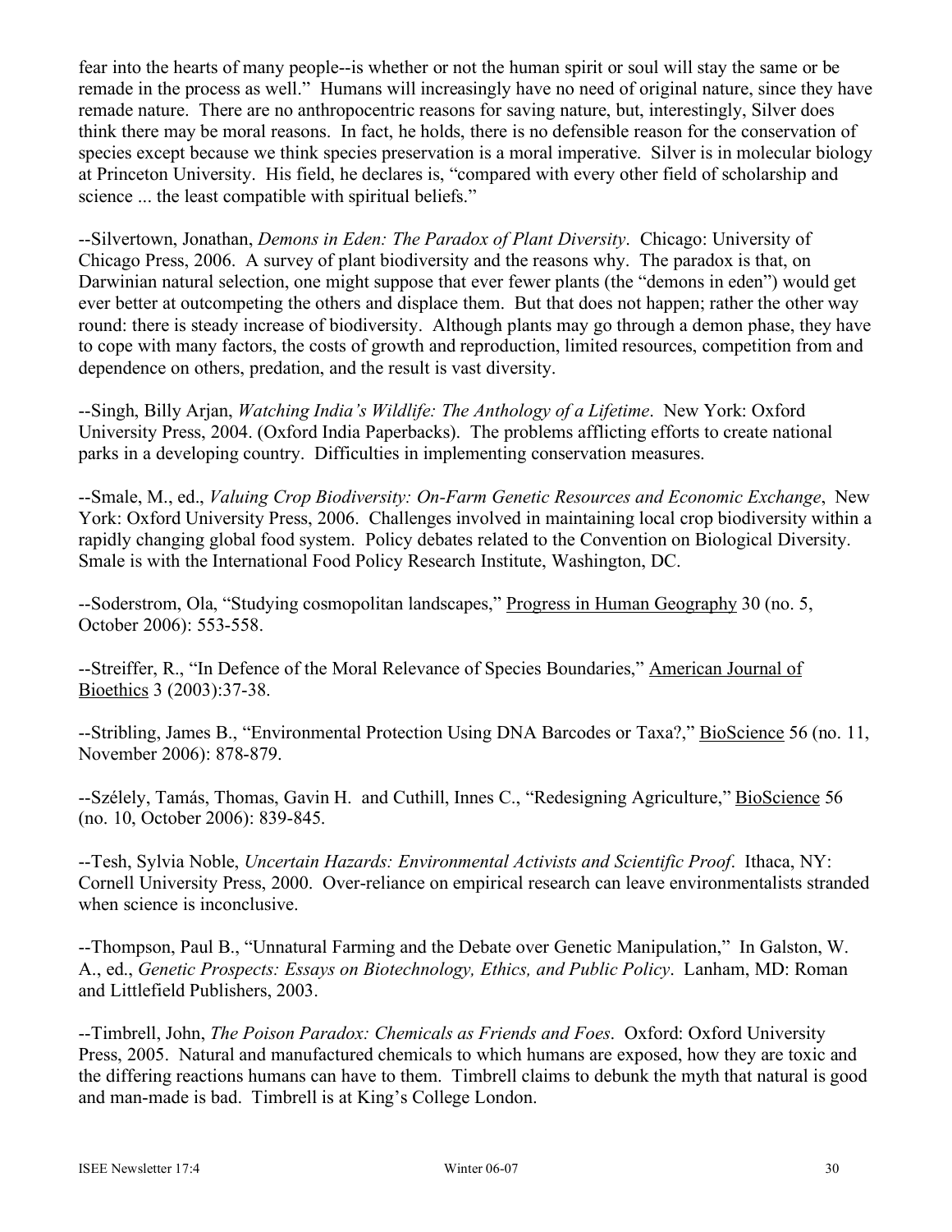fear into the hearts of many people--is whether or not the human spirit or soul will stay the same or be remade in the process as well." Humans will increasingly have no need of original nature, since they have remade nature. There are no anthropocentric reasons for saving nature, but, interestingly, Silver does think there may be moral reasons. In fact, he holds, there is no defensible reason for the conservation of species except because we think species preservation is a moral imperative. Silver is in molecular biology at Princeton University. His field, he declares is, "compared with every other field of scholarship and science ... the least compatible with spiritual beliefs."

--Silvertown, Jonathan, *Demons in Eden: The Paradox of Plant Diversity*. Chicago: University of Chicago Press, 2006. A survey of plant biodiversity and the reasons why. The paradox is that, on Darwinian natural selection, one might suppose that ever fewer plants (the "demons in eden") would get ever better at outcompeting the others and displace them. But that does not happen; rather the other way round: there is steady increase of biodiversity. Although plants may go through a demon phase, they have to cope with many factors, the costs of growth and reproduction, limited resources, competition from and dependence on others, predation, and the result is vast diversity.

--Singh, Billy Arjan, *Watching India's Wildlife: The Anthology of a Lifetime*. New York: Oxford University Press, 2004. (Oxford India Paperbacks). The problems afflicting efforts to create national parks in a developing country. Difficulties in implementing conservation measures.

--Smale, M., ed., *Valuing Crop Biodiversity: On-Farm Genetic Resources and Economic Exchange*, New York: Oxford University Press, 2006. Challenges involved in maintaining local crop biodiversity within a rapidly changing global food system. Policy debates related to the Convention on Biological Diversity. Smale is with the International Food Policy Research Institute, Washington, DC.

--Soderstrom, Ola, "Studying cosmopolitan landscapes," Progress in Human Geography 30 (no. 5, October 2006): 553-558.

--Streiffer, R., "In Defence of the Moral Relevance of Species Boundaries," American Journal of Bioethics 3 (2003):37-38.

--Stribling, James B., "Environmental Protection Using DNA Barcodes or Taxa?," BioScience 56 (no. 11, November 2006): 878-879.

--Szélely, Tamás, Thomas, Gavin H. and Cuthill, Innes C., "Redesigning Agriculture," BioScience 56 (no. 10, October 2006): 839-845.

--Tesh, Sylvia Noble, *Uncertain Hazards: Environmental Activists and Scientific Proof*. Ithaca, NY: Cornell University Press, 2000. Over-reliance on empirical research can leave environmentalists stranded when science is inconclusive.

--Thompson, Paul B., "Unnatural Farming and the Debate over Genetic Manipulation," In Galston, W. A., ed., *Genetic Prospects: Essays on Biotechnology, Ethics, and Public Policy*. Lanham, MD: Roman and Littlefield Publishers, 2003.

--Timbrell, John, *The Poison Paradox: Chemicals as Friends and Foes*. Oxford: Oxford University Press, 2005. Natural and manufactured chemicals to which humans are exposed, how they are toxic and the differing reactions humans can have to them. Timbrell claims to debunk the myth that natural is good and man-made is bad. Timbrell is at King's College London.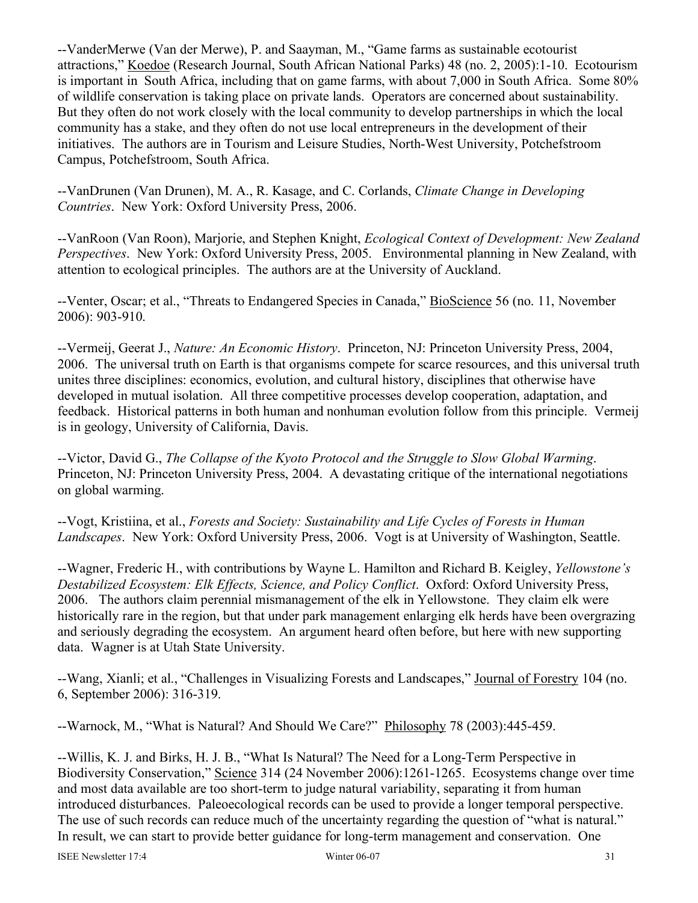--VanderMerwe (Van der Merwe), P. and Saayman, M., "Game farms as sustainable ecotourist attractions," Koedoe (Research Journal, South African National Parks) 48 (no. 2, 2005):1-10. Ecotourism is important in South Africa, including that on game farms, with about 7,000 in South Africa. Some 80% of wildlife conservation is taking place on private lands. Operators are concerned about sustainability. But they often do not work closely with the local community to develop partnerships in which the local community has a stake, and they often do not use local entrepreneurs in the development of their initiatives. The authors are in Tourism and Leisure Studies, North-West University, Potchefstroom Campus, Potchefstroom, South Africa.

--VanDrunen (Van Drunen), M. A., R. Kasage, and C. Corlands, *Climate Change in Developing Countries*. New York: Oxford University Press, 2006.

--VanRoon (Van Roon), Marjorie, and Stephen Knight, *Ecological Context of Development: New Zealand Perspectives*. New York: Oxford University Press, 2005. Environmental planning in New Zealand, with attention to ecological principles. The authors are at the University of Auckland.

--Venter, Oscar; et al., "Threats to Endangered Species in Canada," BioScience 56 (no. 11, November 2006): 903-910.

--Vermeij, Geerat J., *Nature: An Economic History*. Princeton, NJ: Princeton University Press, 2004, 2006. The universal truth on Earth is that organisms compete for scarce resources, and this universal truth unites three disciplines: economics, evolution, and cultural history, disciplines that otherwise have developed in mutual isolation. All three competitive processes develop cooperation, adaptation, and feedback. Historical patterns in both human and nonhuman evolution follow from this principle. Vermeij is in geology, University of California, Davis.

--Victor, David G., *The Collapse of the Kyoto Protocol and the Struggle to Slow Global Warming*. Princeton, NJ: Princeton University Press, 2004. A devastating critique of the international negotiations on global warming.

--Vogt, Kristiina, et al., *Forests and Society: Sustainability and Life Cycles of Forests in Human Landscapes*. New York: Oxford University Press, 2006. Vogt is at University of Washington, Seattle.

--Wagner, Frederic H., with contributions by Wayne L. Hamilton and Richard B. Keigley, *Yellowstone's Destabilized Ecosystem: Elk Effects, Science, and Policy Conflict*. Oxford: Oxford University Press, 2006. The authors claim perennial mismanagement of the elk in Yellowstone. They claim elk were historically rare in the region, but that under park management enlarging elk herds have been overgrazing and seriously degrading the ecosystem. An argument heard often before, but here with new supporting data. Wagner is at Utah State University.

--Wang, Xianli; et al., "Challenges in Visualizing Forests and Landscapes," Journal of Forestry 104 (no. 6, September 2006): 316-319.

--Warnock, M., "What is Natural? And Should We Care?" Philosophy 78 (2003):445-459.

--Willis, K. J. and Birks, H. J. B., "What Is Natural? The Need for a Long-Term Perspective in Biodiversity Conservation," Science 314 (24 November 2006):1261-1265. Ecosystems change over time and most data available are too short-term to judge natural variability, separating it from human introduced disturbances. Paleoecological records can be used to provide a longer temporal perspective. The use of such records can reduce much of the uncertainty regarding the question of "what is natural." In result, we can start to provide better guidance for long-term management and conservation. One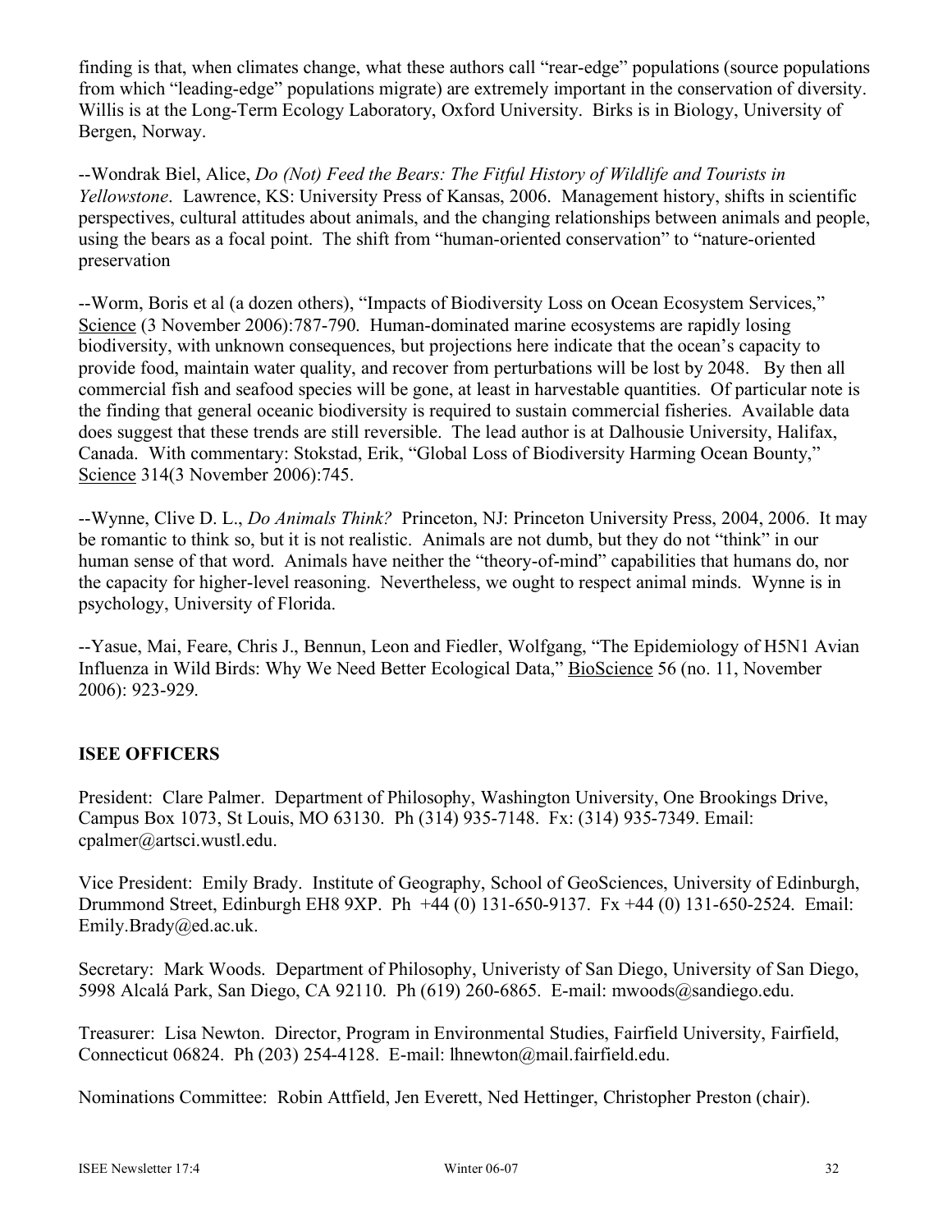finding is that, when climates change, what these authors call "rear-edge" populations (source populations from which "leading-edge" populations migrate) are extremely important in the conservation of diversity. Willis is at the Long-Term Ecology Laboratory, Oxford University. Birks is in Biology, University of Bergen, Norway.

--Wondrak Biel, Alice, *Do (Not) Feed the Bears: The Fitful History of Wildlife and Tourists in Yellowstone*. Lawrence, KS: University Press of Kansas, 2006. Management history, shifts in scientific perspectives, cultural attitudes about animals, and the changing relationships between animals and people, using the bears as a focal point. The shift from "human-oriented conservation" to "nature-oriented preservation

--Worm, Boris et al (a dozen others), "Impacts of Biodiversity Loss on Ocean Ecosystem Services," Science (3 November 2006):787-790. Human-dominated marine ecosystems are rapidly losing biodiversity, with unknown consequences, but projections here indicate that the ocean's capacity to provide food, maintain water quality, and recover from perturbations will be lost by 2048. By then all commercial fish and seafood species will be gone, at least in harvestable quantities. Of particular note is the finding that general oceanic biodiversity is required to sustain commercial fisheries. Available data does suggest that these trends are still reversible. The lead author is at Dalhousie University, Halifax, Canada. With commentary: Stokstad, Erik, "Global Loss of Biodiversity Harming Ocean Bounty," Science 314(3 November 2006):745.

--Wynne, Clive D. L., *Do Animals Think?* Princeton, NJ: Princeton University Press, 2004, 2006. It may be romantic to think so, but it is not realistic. Animals are not dumb, but they do not "think" in our human sense of that word. Animals have neither the "theory-of-mind" capabilities that humans do, nor the capacity for higher-level reasoning. Nevertheless, we ought to respect animal minds. Wynne is in psychology, University of Florida.

--Yasue, Mai, Feare, Chris J., Bennun, Leon and Fiedler, Wolfgang, "The Epidemiology of H5N1 Avian Influenza in Wild Birds: Why We Need Better Ecological Data," BioScience 56 (no. 11, November 2006): 923-929.

## ISEE OFFICERS

President: Clare Palmer. Department of Philosophy, Washington University, One Brookings Drive, Campus Box 1073, St Louis, MO 63130. Ph (314) 935-7148. Fx: (314) 935-7349. Email: cpalmer@artsci.wustl.edu.

Vice President: Emily Brady. Institute of Geography, School of GeoSciences, University of Edinburgh, Drummond Street, Edinburgh EH8 9XP. Ph +44 (0) 131-650-9137. Fx +44 (0) 131-650-2524. Email: Emily.Brady@ed.ac.uk.

Secretary: Mark Woods. Department of Philosophy, Univeristy of San Diego, University of San Diego, 5998 Alcalá Park, San Diego, CA 92110. Ph (619) 260-6865. E-mail: mwoods@sandiego.edu.

Treasurer: Lisa Newton. Director, Program in Environmental Studies, Fairfield University, Fairfield, Connecticut 06824. Ph (203) 254-4128. E-mail: lhnewton@mail.fairfield.edu.

Nominations Committee: Robin Attfield, Jen Everett, Ned Hettinger, Christopher Preston (chair).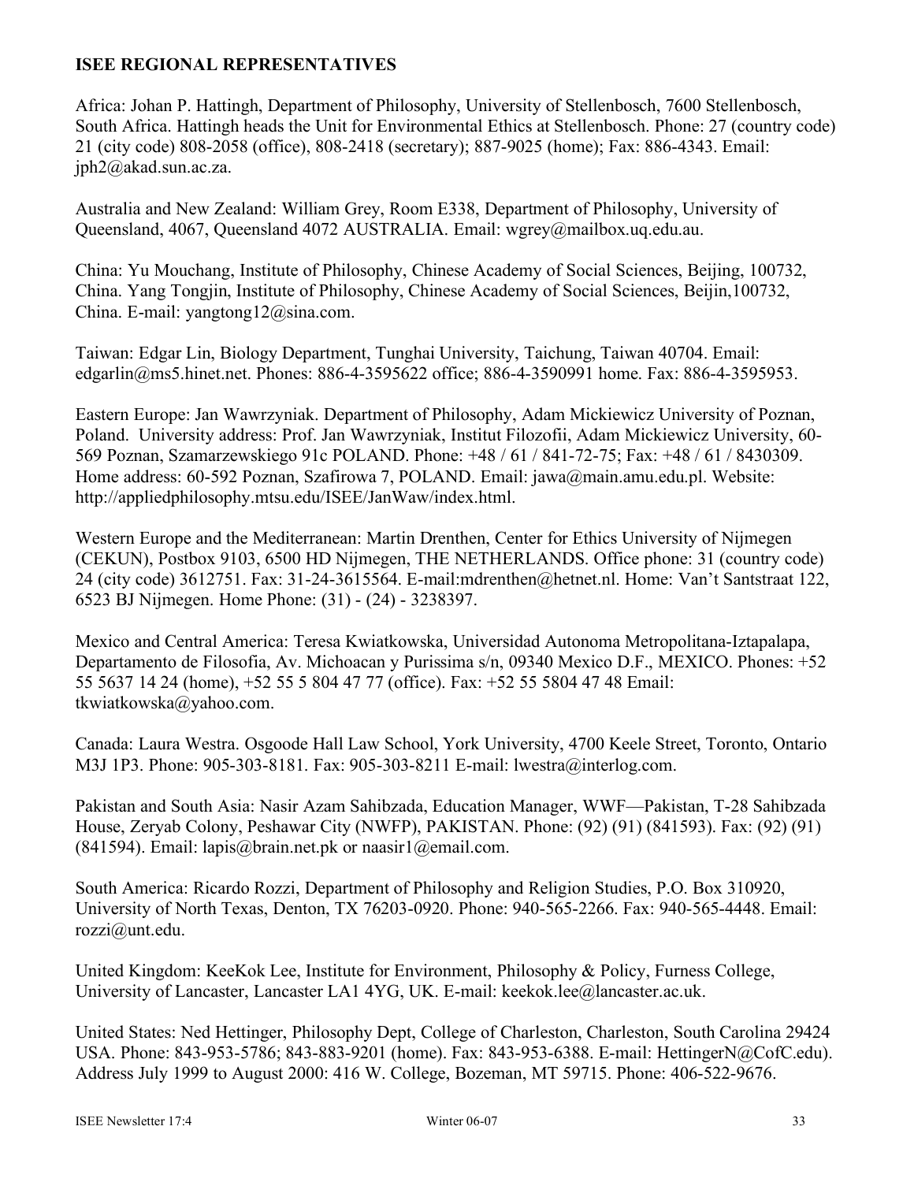**ISEE REGIONAL REPRESENTATIVES**

Africa: Johan P. Hattingh, Department of Philosophy, University of Stellenbosch, 7600 Stellenbosch, South Africa. Hattingh heads the Unit for Environmental Ethics at Stellenbosch. Phone: 27 (country code) 21 (city code) 808-2058 (office), 808-2418 (secretary); 887-9025 (home); Fax: 886-4343. Email: jph2@akad.sun.ac.za.

Australia and New Zealand: William Grey, Room E338, Department of Philosophy, University of Queensland, 4067, Queensland 4072 AUSTRALIA. Email: wgrey@mailbox.uq.edu.au.

China: Yu Mouchang, Institute of Philosophy, Chinese Academy of Social Sciences, Beijing, 100732, China. Yang Tongjin, Institute of Philosophy, Chinese Academy of Social Sciences, Beijin,100732, China. E-mail: yangtong12@sina.com.

Taiwan: Edgar Lin, Biology Department, Tunghai University, Taichung, Taiwan 40704. Email: edgarlin@ms5.hinet.net. Phones: 886-4-3595622 office; 886-4-3590991 home. Fax: 886-4-3595953.

Eastern Europe: Jan Wawrzyniak. Department of Philosophy, Adam Mickiewicz University of Poznan, Poland. University address: Prof. Jan Wawrzyniak, Institut Filozofii, Adam Mickiewicz University, 60-569 Poznan, Szamarzewskiego 91c POLAND. Phone: +48 / 61 / 841-72-75; Fax: +48 / 61 / 8430309. Home address: 60-592 Poznan, Szafirowa 7, POLAND. Email: jawa@main.amu.edu.pl. Website: http://appliedphilosophy.mtsu.edu/ISEE/JanWaw/index.html.

Western Europe and the Mediterranean: Martin Drenthen, Center for Ethics University of Nijmegen (CEKUN), Postbox 9103, 6500 HD Nijmegen, THE NETHERLANDS. Office phone: 31 (country code) 24 (city code) 3612751. Fax: 31-24-3615564. E-mail:mdrenthen@hetnet.nl. Home: Van't Santstraat 122, 6523 BJ Nijmegen. Home Phone: (31) - (24) - 3238397.

Mexico and Central America: Teresa Kwiatkowska, Universidad Autonoma Metropolitana-Iztapalapa, Departamento de Filosofia, Av. Michoacan y Purissima s/n, 09340 Mexico D.F., MEXICO. Phones: +52 55 5637 14 24 (home), +52 55 5 804 47 77 (office). Fax: +52 55 5804 47 48 Email: tkwiatkowska@yahoo.com.

Canada: Laura Westra. Osgoode Hall Law School, York University, 4700 Keele Street, Toronto, Ontario M3J 1P3. Phone: 905-303-8181. Fax: 905-303-8211 E-mail: lwestra@interlog.com.

Pakistan and South Asia: Nasir Azam Sahibzada, Education Manager, WWF—Pakistan, T-28 Sahibzada House, Zeryab Colony, Peshawar City (NWFP), PAKISTAN. Phone: (92) (91) (841593). Fax: (92) (91) (841594). Email: lapis@brain.net.pk or naasir1@email.com.

South America: Ricardo Rozzi, Department of Philosophy and Religion Studies, P.O. Box 310920, University of North Texas, Denton, TX 76203-0920. Phone: 940-565-2266. Fax: 940-565-4448. Email: rozzi@unt.edu.

United Kingdom: KeeKok Lee, Institute for Environment, Philosophy & Policy, Furness College, University of Lancaster, Lancaster LA1 4YG, UK. E-mail: keekok.lee@lancaster.ac.uk.

United States: Ned Hettinger, Philosophy Dept, College of Charleston, Charleston, South Carolina 29424 USA. Phone: 843-953-5786; 843-883-9201 (home). Fax: 843-953-6388. E-mail: HettingerN@CofC.edu). Address July 1999 to August 2000: 416 W. College, Bozeman, MT 59715. Phone: 406-522-9676.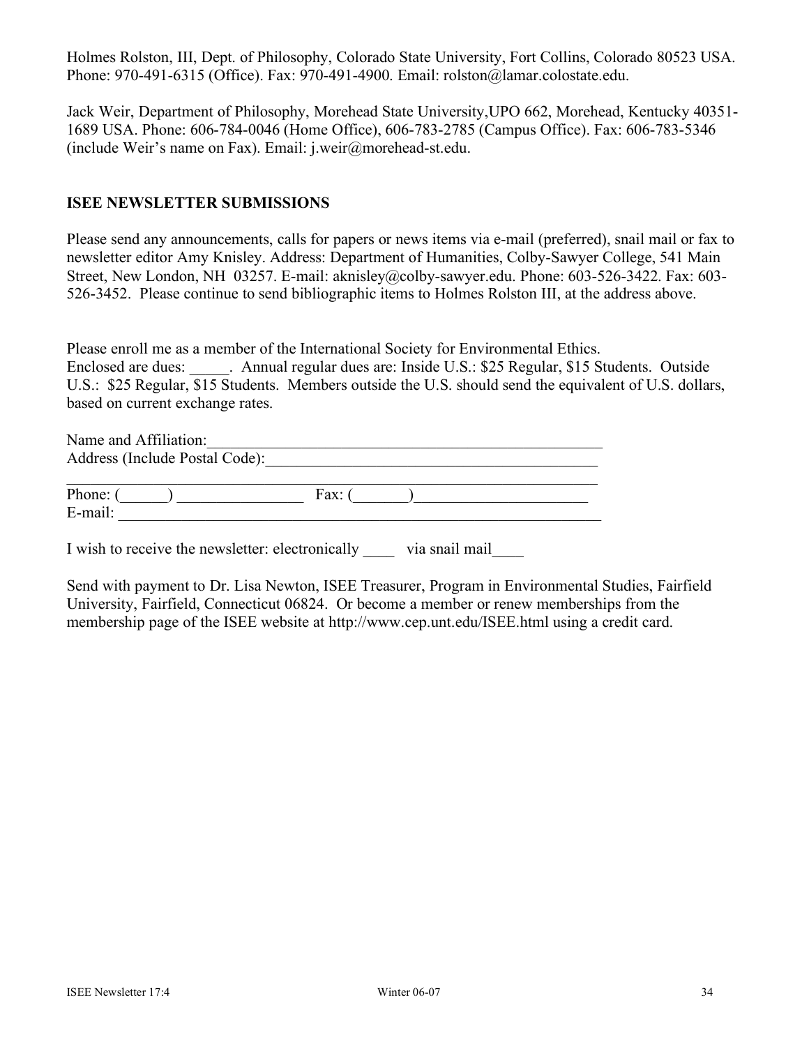Holmes Rolston, III, Dept. of Philosophy, Colorado State University, Fort Collins, Colorado 80523 USA. Phone: 970-491-6315 (Office). Fax: 970-491-4900. Email: rolston@lamar.colostate.edu.

Jack Weir, Department of Philosophy, Morehead State University,UPO 662, Morehead, Kentucky 40351-1689 USA. Phone: 606-784-0046 (Home Office), 606-783-2785 (Campus Office). Fax: 606-783-5346 (include Weir's name on Fax). Email: j.weir@morehead-st.edu.

## ISEE NEWSLETTER SUBMISSIONS

Please send any announcements, calls for papers or news items via e-mail (preferred), snail mail or fax to newsletter editor Amy Knisley. Address: Department of Humanities, Colby-Sawyer College, 541 Main Street, New London, NH 03257. E-mail: aknisley@colby-sawyer.edu. Phone: 603-526-3422. Fax: 603-526-3452. Please continue to send bibliographic items to Holmes Rolston III, at the address above.

Please enroll me as a member of the International Society for Environmental Ethics.
Enclosed are dues: _____. Annual regular dues are: Inside U.S.: $25 Regular, $15 Students. Outside U.S.: $25 Regular, $15 Students. Members outside the U.S. should send the equivalent of U.S. dollars, based on current exchange rates.

Name and Affiliation:_____________________________________________________
Address (Include Postal Code):__________________________________________
_______________________________________________________________________
Phone: (______) ________________ Fax: (_______)______________________
E-mail: _______________________________________________________________

I wish to receive the newsletter: electronically ____ via snail mail____

Send with payment to Dr. Lisa Newton, ISEE Treasurer, Program in Environmental Studies, Fairfield University, Fairfield, Connecticut 06824. Or become a member or renew memberships from the membership page of the ISEE website at http://www.cep.unt.edu/ISEE.html using a credit card.